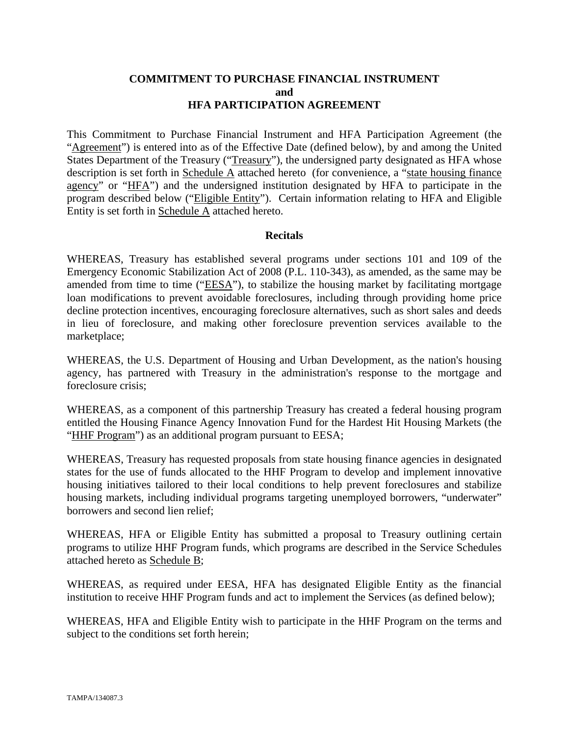# COMMITMENT TO PURCHASE FINANCIAL INSTRUMENT
# and
# HFA PARTICIPATION AGREEMENT

This Commitment to Purchase Financial Instrument and HFA Participation Agreement (the "Agreement") is entered into as of the Effective Date (defined below), by and among the United States Department of the Treasury ("Treasury"), the undersigned party designated as HFA whose description is set forth in Schedule A attached hereto (for convenience, a "state housing finance agency" or "HFA") and the undersigned institution designated by HFA to participate in the program described below ("Eligible Entity"). Certain information relating to HFA and Eligible Entity is set forth in Schedule A attached hereto.

## Recitals

WHEREAS, Treasury has established several programs under sections 101 and 109 of the Emergency Economic Stabilization Act of 2008 (P.L. 110-343), as amended, as the same may be amended from time to time ("EESA"), to stabilize the housing market by facilitating mortgage loan modifications to prevent avoidable foreclosures, including through providing home price decline protection incentives, encouraging foreclosure alternatives, such as short sales and deeds in lieu of foreclosure, and making other foreclosure prevention services available to the marketplace;

WHEREAS, the U.S. Department of Housing and Urban Development, as the nation's housing agency, has partnered with Treasury in the administration's response to the mortgage and foreclosure crisis;

WHEREAS, as a component of this partnership Treasury has created a federal housing program entitled the Housing Finance Agency Innovation Fund for the Hardest Hit Housing Markets (the "HHF Program") as an additional program pursuant to EESA;

WHEREAS, Treasury has requested proposals from state housing finance agencies in designated states for the use of funds allocated to the HHF Program to develop and implement innovative housing initiatives tailored to their local conditions to help prevent foreclosures and stabilize housing markets, including individual programs targeting unemployed borrowers, "underwater" borrowers and second lien relief;

WHEREAS, HFA or Eligible Entity has submitted a proposal to Treasury outlining certain programs to utilize HHF Program funds, which programs are described in the Service Schedules attached hereto as Schedule B;

WHEREAS, as required under EESA, HFA has designated Eligible Entity as the financial institution to receive HHF Program funds and act to implement the Services (as defined below);

WHEREAS, HFA and Eligible Entity wish to participate in the HHF Program on the terms and subject to the conditions set forth herein;

TAMPA/134087.3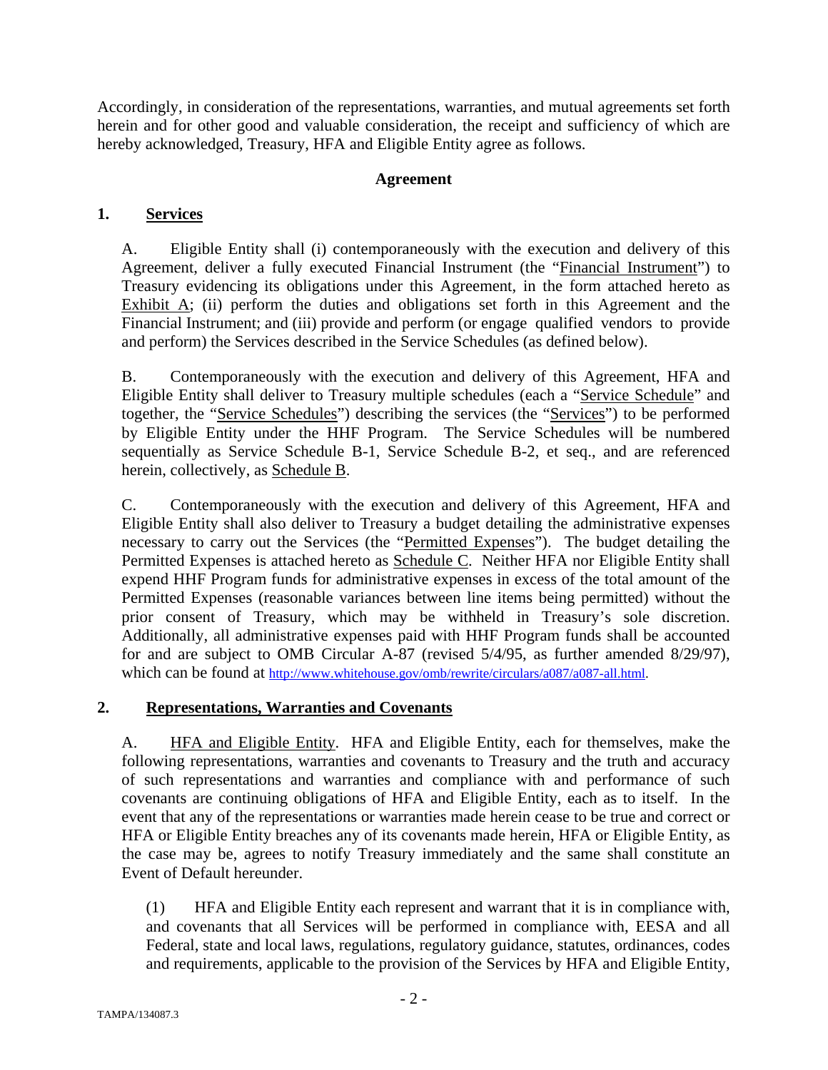Accordingly, in consideration of the representations, warranties, and mutual agreements set forth herein and for other good and valuable consideration, the receipt and sufficiency of which are hereby acknowledged, Treasury, HFA and Eligible Entity agree as follows.

## Agreement

### 1. Services

A. Eligible Entity shall (i) contemporaneously with the execution and delivery of this Agreement, deliver a fully executed Financial Instrument (the "Financial Instrument") to Treasury evidencing its obligations under this Agreement, in the form attached hereto as Exhibit A; (ii) perform the duties and obligations set forth in this Agreement and the Financial Instrument; and (iii) provide and perform (or engage qualified vendors to provide and perform) the Services described in the Service Schedules (as defined below).

B. Contemporaneously with the execution and delivery of this Agreement, HFA and Eligible Entity shall deliver to Treasury multiple schedules (each a "Service Schedule" and together, the "Service Schedules") describing the services (the "Services") to be performed by Eligible Entity under the HHF Program. The Service Schedules will be numbered sequentially as Service Schedule B-1, Service Schedule B-2, et seq., and are referenced herein, collectively, as Schedule B.

C. Contemporaneously with the execution and delivery of this Agreement, HFA and Eligible Entity shall also deliver to Treasury a budget detailing the administrative expenses necessary to carry out the Services (the "Permitted Expenses"). The budget detailing the Permitted Expenses is attached hereto as Schedule C. Neither HFA nor Eligible Entity shall expend HHF Program funds for administrative expenses in excess of the total amount of the Permitted Expenses (reasonable variances between line items being permitted) without the prior consent of Treasury, which may be withheld in Treasury's sole discretion. Additionally, all administrative expenses paid with HHF Program funds shall be accounted for and are subject to OMB Circular A-87 (revised 5/4/95, as further amended 8/29/97), which can be found at http://www.whitehouse.gov/omb/rewrite/circulars/a087/a087-all.html.

### 2. Representations, Warranties and Covenants

A. HFA and Eligible Entity. HFA and Eligible Entity, each for themselves, make the following representations, warranties and covenants to Treasury and the truth and accuracy of such representations and warranties and compliance with and performance of such covenants are continuing obligations of HFA and Eligible Entity, each as to itself. In the event that any of the representations or warranties made herein cease to be true and correct or HFA or Eligible Entity breaches any of its covenants made herein, HFA or Eligible Entity, as the case may be, agrees to notify Treasury immediately and the same shall constitute an Event of Default hereunder.

(1) HFA and Eligible Entity each represent and warrant that it is in compliance with, and covenants that all Services will be performed in compliance with, EESA and all Federal, state and local laws, regulations, regulatory guidance, statutes, ordinances, codes and requirements, applicable to the provision of the Services by HFA and Eligible Entity,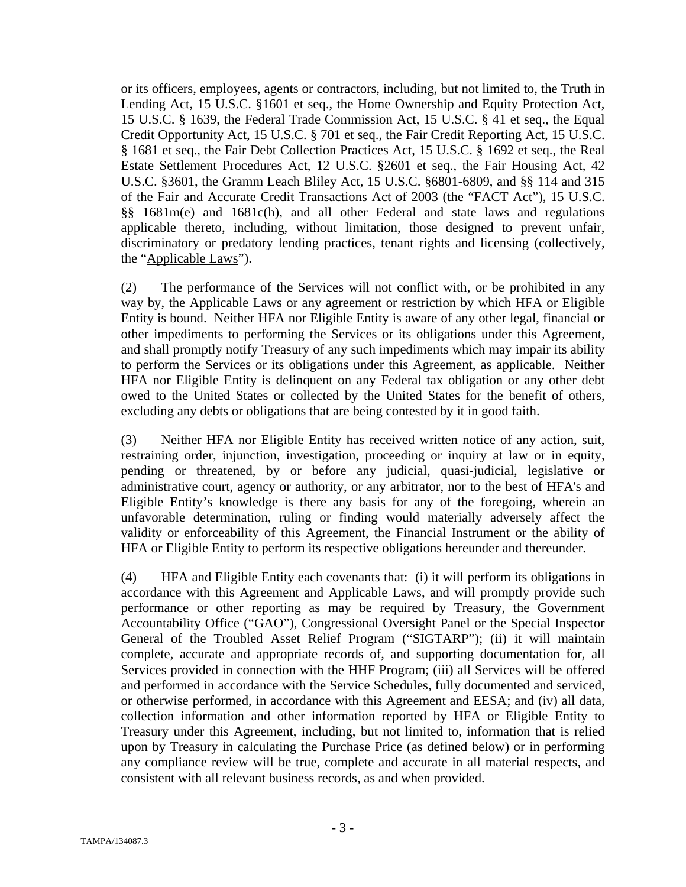or its officers, employees, agents or contractors, including, but not limited to, the Truth in Lending Act, 15 U.S.C. §1601 et seq., the Home Ownership and Equity Protection Act, 15 U.S.C. § 1639, the Federal Trade Commission Act, 15 U.S.C. § 41 et seq., the Equal Credit Opportunity Act, 15 U.S.C. § 701 et seq., the Fair Credit Reporting Act, 15 U.S.C. § 1681 et seq., the Fair Debt Collection Practices Act, 15 U.S.C. § 1692 et seq., the Real Estate Settlement Procedures Act, 12 U.S.C. §2601 et seq., the Fair Housing Act, 42 U.S.C. §3601, the Gramm Leach Bliley Act, 15 U.S.C. §6801-6809, and §§ 114 and 315 of the Fair and Accurate Credit Transactions Act of 2003 (the "FACT Act"), 15 U.S.C. §§ 1681m(e) and 1681c(h), and all other Federal and state laws and regulations applicable thereto, including, without limitation, those designed to prevent unfair, discriminatory or predatory lending practices, tenant rights and licensing (collectively, the "Applicable Laws").

(2) The performance of the Services will not conflict with, or be prohibited in any way by, the Applicable Laws or any agreement or restriction by which HFA or Eligible Entity is bound. Neither HFA nor Eligible Entity is aware of any other legal, financial or other impediments to performing the Services or its obligations under this Agreement, and shall promptly notify Treasury of any such impediments which may impair its ability to perform the Services or its obligations under this Agreement, as applicable. Neither HFA nor Eligible Entity is delinquent on any Federal tax obligation or any other debt owed to the United States or collected by the United States for the benefit of others, excluding any debts or obligations that are being contested by it in good faith.

(3) Neither HFA nor Eligible Entity has received written notice of any action, suit, restraining order, injunction, investigation, proceeding or inquiry at law or in equity, pending or threatened, by or before any judicial, quasi-judicial, legislative or administrative court, agency or authority, or any arbitrator, nor to the best of HFA's and Eligible Entity's knowledge is there any basis for any of the foregoing, wherein an unfavorable determination, ruling or finding would materially adversely affect the validity or enforceability of this Agreement, the Financial Instrument or the ability of HFA or Eligible Entity to perform its respective obligations hereunder and thereunder.

(4) HFA and Eligible Entity each covenants that: (i) it will perform its obligations in accordance with this Agreement and Applicable Laws, and will promptly provide such performance or other reporting as may be required by Treasury, the Government Accountability Office ("GAO"), Congressional Oversight Panel or the Special Inspector General of the Troubled Asset Relief Program ("SIGTARP"); (ii) it will maintain complete, accurate and appropriate records of, and supporting documentation for, all Services provided in connection with the HHF Program; (iii) all Services will be offered and performed in accordance with the Service Schedules, fully documented and serviced, or otherwise performed, in accordance with this Agreement and EESA; and (iv) all data, collection information and other information reported by HFA or Eligible Entity to Treasury under this Agreement, including, but not limited to, information that is relied upon by Treasury in calculating the Purchase Price (as defined below) or in performing any compliance review will be true, complete and accurate in all material respects, and consistent with all relevant business records, as and when provided.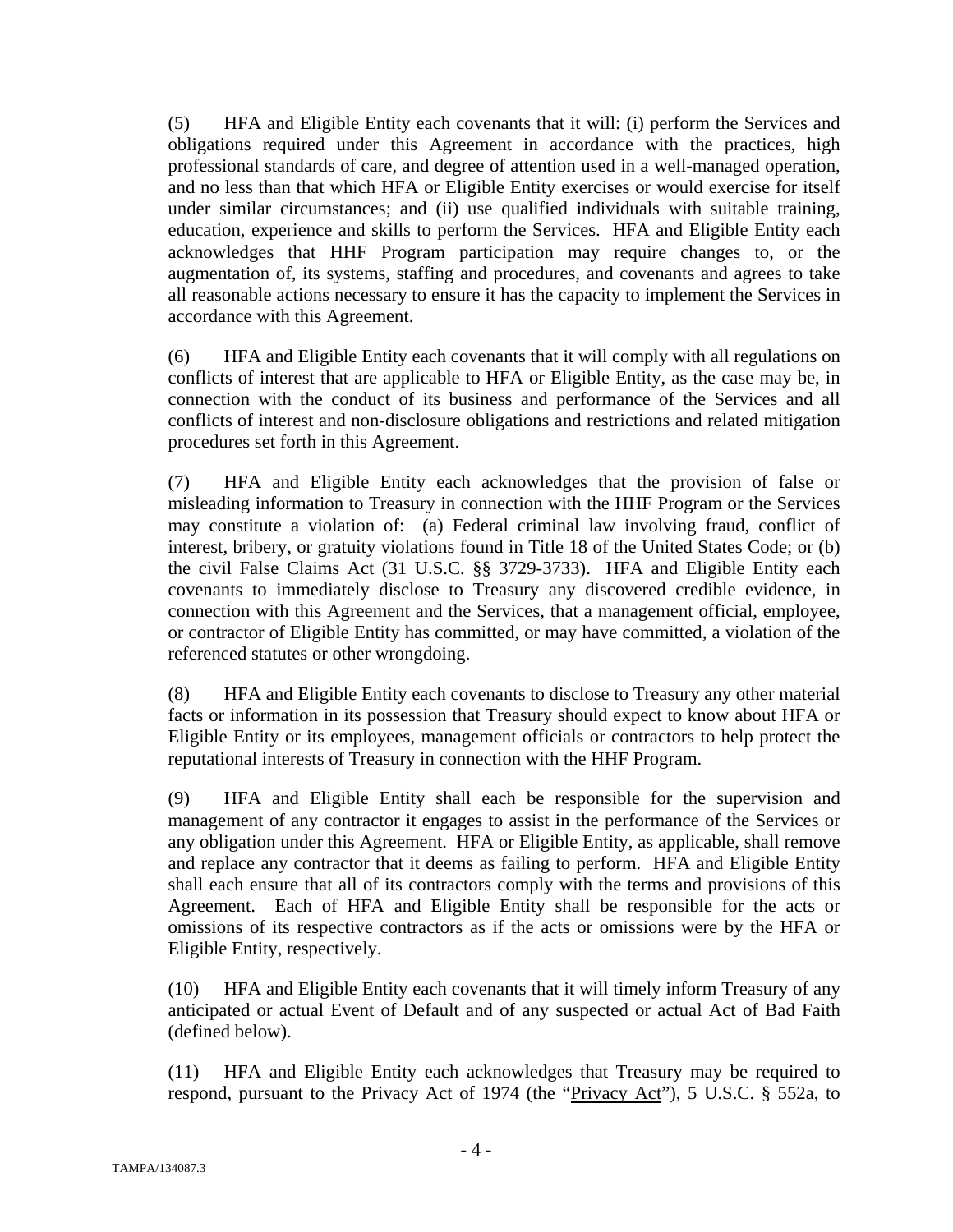(5) HFA and Eligible Entity each covenants that it will: (i) perform the Services and obligations required under this Agreement in accordance with the practices, high professional standards of care, and degree of attention used in a well-managed operation, and no less than that which HFA or Eligible Entity exercises or would exercise for itself under similar circumstances; and (ii) use qualified individuals with suitable training, education, experience and skills to perform the Services. HFA and Eligible Entity each acknowledges that HHF Program participation may require changes to, or the augmentation of, its systems, staffing and procedures, and covenants and agrees to take all reasonable actions necessary to ensure it has the capacity to implement the Services in accordance with this Agreement.

(6) HFA and Eligible Entity each covenants that it will comply with all regulations on conflicts of interest that are applicable to HFA or Eligible Entity, as the case may be, in connection with the conduct of its business and performance of the Services and all conflicts of interest and non-disclosure obligations and restrictions and related mitigation procedures set forth in this Agreement.

(7) HFA and Eligible Entity each acknowledges that the provision of false or misleading information to Treasury in connection with the HHF Program or the Services may constitute a violation of: (a) Federal criminal law involving fraud, conflict of interest, bribery, or gratuity violations found in Title 18 of the United States Code; or (b) the civil False Claims Act (31 U.S.C. §§ 3729-3733). HFA and Eligible Entity each covenants to immediately disclose to Treasury any discovered credible evidence, in connection with this Agreement and the Services, that a management official, employee, or contractor of Eligible Entity has committed, or may have committed, a violation of the referenced statutes or other wrongdoing.

(8) HFA and Eligible Entity each covenants to disclose to Treasury any other material facts or information in its possession that Treasury should expect to know about HFA or Eligible Entity or its employees, management officials or contractors to help protect the reputational interests of Treasury in connection with the HHF Program.

(9) HFA and Eligible Entity shall each be responsible for the supervision and management of any contractor it engages to assist in the performance of the Services or any obligation under this Agreement. HFA or Eligible Entity, as applicable, shall remove and replace any contractor that it deems as failing to perform. HFA and Eligible Entity shall each ensure that all of its contractors comply with the terms and provisions of this Agreement. Each of HFA and Eligible Entity shall be responsible for the acts or omissions of its respective contractors as if the acts or omissions were by the HFA or Eligible Entity, respectively.

(10) HFA and Eligible Entity each covenants that it will timely inform Treasury of any anticipated or actual Event of Default and of any suspected or actual Act of Bad Faith (defined below).

(11) HFA and Eligible Entity each acknowledges that Treasury may be required to respond, pursuant to the Privacy Act of 1974 (the "Privacy Act"), 5 U.S.C. § 552a, to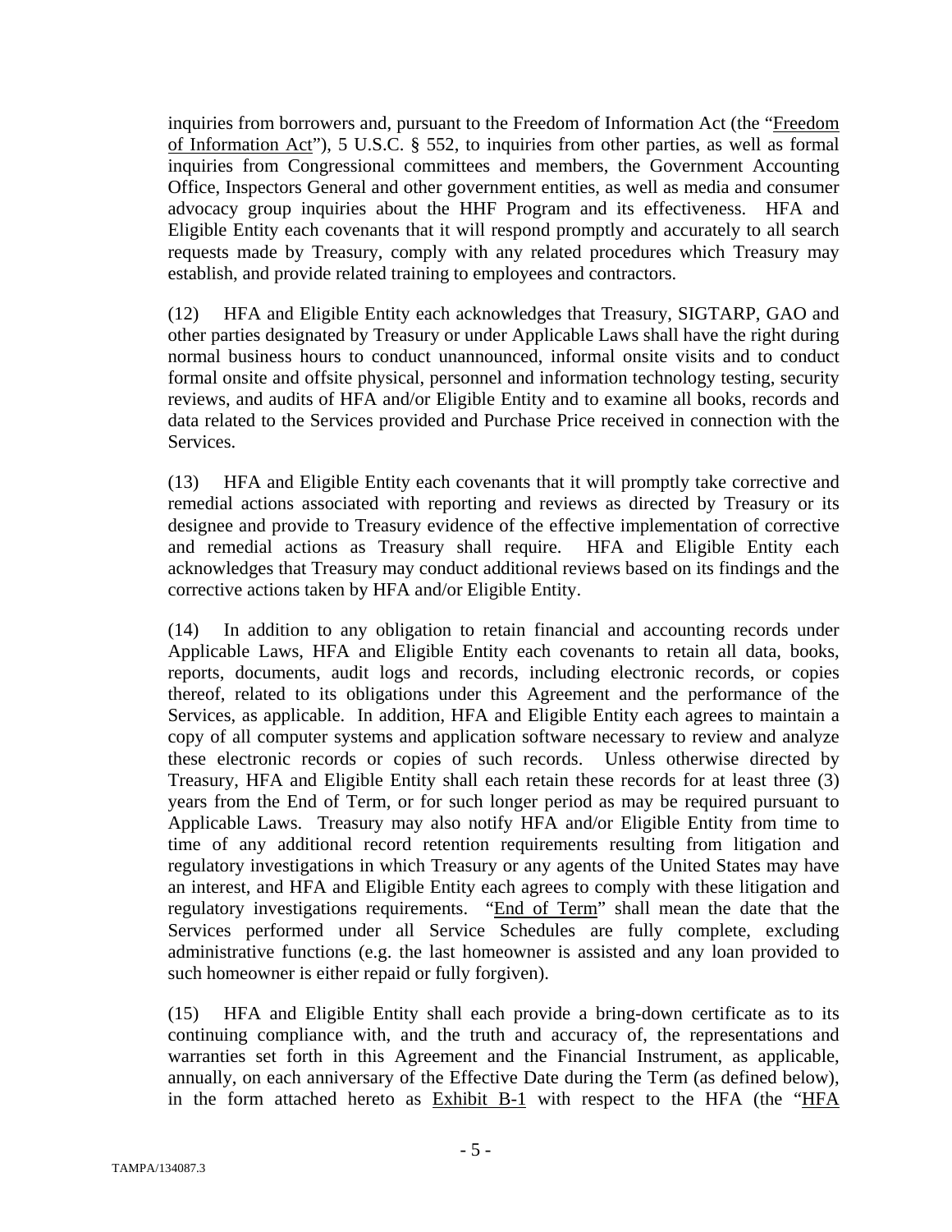inquiries from borrowers and, pursuant to the Freedom of Information Act (the "Freedom of Information Act"), 5 U.S.C. § 552, to inquiries from other parties, as well as formal inquiries from Congressional committees and members, the Government Accounting Office, Inspectors General and other government entities, as well as media and consumer advocacy group inquiries about the HHF Program and its effectiveness. HFA and Eligible Entity each covenants that it will respond promptly and accurately to all search requests made by Treasury, comply with any related procedures which Treasury may establish, and provide related training to employees and contractors.

(12) HFA and Eligible Entity each acknowledges that Treasury, SIGTARP, GAO and other parties designated by Treasury or under Applicable Laws shall have the right during normal business hours to conduct unannounced, informal onsite visits and to conduct formal onsite and offsite physical, personnel and information technology testing, security reviews, and audits of HFA and/or Eligible Entity and to examine all books, records and data related to the Services provided and Purchase Price received in connection with the Services.

(13) HFA and Eligible Entity each covenants that it will promptly take corrective and remedial actions associated with reporting and reviews as directed by Treasury or its designee and provide to Treasury evidence of the effective implementation of corrective and remedial actions as Treasury shall require. HFA and Eligible Entity each acknowledges that Treasury may conduct additional reviews based on its findings and the corrective actions taken by HFA and/or Eligible Entity.

(14) In addition to any obligation to retain financial and accounting records under Applicable Laws, HFA and Eligible Entity each covenants to retain all data, books, reports, documents, audit logs and records, including electronic records, or copies thereof, related to its obligations under this Agreement and the performance of the Services, as applicable. In addition, HFA and Eligible Entity each agrees to maintain a copy of all computer systems and application software necessary to review and analyze these electronic records or copies of such records. Unless otherwise directed by Treasury, HFA and Eligible Entity shall each retain these records for at least three (3) years from the End of Term, or for such longer period as may be required pursuant to Applicable Laws. Treasury may also notify HFA and/or Eligible Entity from time to time of any additional record retention requirements resulting from litigation and regulatory investigations in which Treasury or any agents of the United States may have an interest, and HFA and Eligible Entity each agrees to comply with these litigation and regulatory investigations requirements. "End of Term" shall mean the date that the Services performed under all Service Schedules are fully complete, excluding administrative functions (e.g. the last homeowner is assisted and any loan provided to such homeowner is either repaid or fully forgiven).

(15) HFA and Eligible Entity shall each provide a bring-down certificate as to its continuing compliance with, and the truth and accuracy of, the representations and warranties set forth in this Agreement and the Financial Instrument, as applicable, annually, on each anniversary of the Effective Date during the Term (as defined below), in the form attached hereto as Exhibit B-1 with respect to the HFA (the "HFA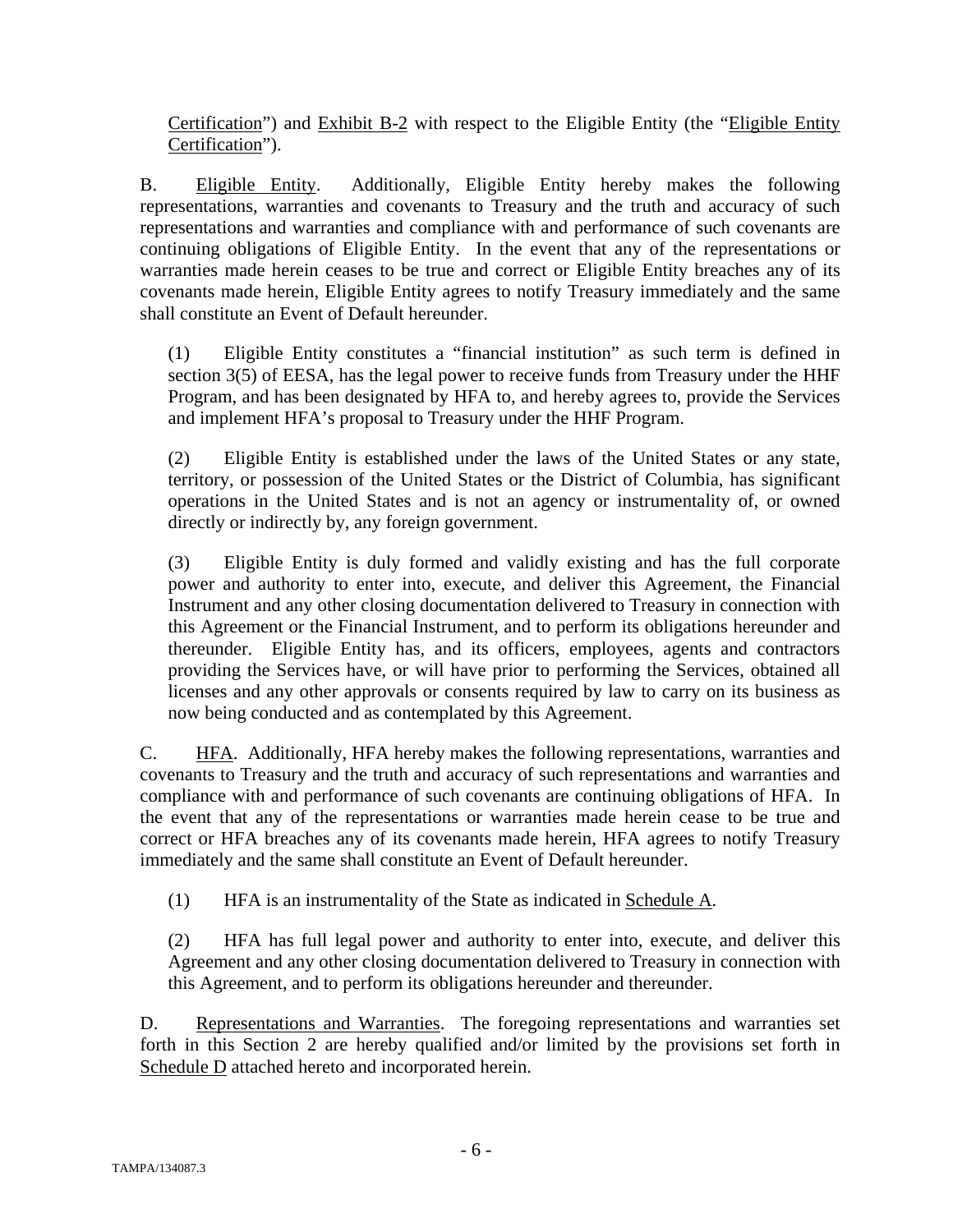Certification") and Exhibit B-2 with respect to the Eligible Entity (the "Eligible Entity Certification").

B. Eligible Entity. Additionally, Eligible Entity hereby makes the following representations, warranties and covenants to Treasury and the truth and accuracy of such representations and warranties and compliance with and performance of such covenants are continuing obligations of Eligible Entity. In the event that any of the representations or warranties made herein ceases to be true and correct or Eligible Entity breaches any of its covenants made herein, Eligible Entity agrees to notify Treasury immediately and the same shall constitute an Event of Default hereunder.

(1) Eligible Entity constitutes a "financial institution" as such term is defined in section 3(5) of EESA, has the legal power to receive funds from Treasury under the HHF Program, and has been designated by HFA to, and hereby agrees to, provide the Services and implement HFA's proposal to Treasury under the HHF Program.

(2) Eligible Entity is established under the laws of the United States or any state, territory, or possession of the United States or the District of Columbia, has significant operations in the United States and is not an agency or instrumentality of, or owned directly or indirectly by, any foreign government.

(3) Eligible Entity is duly formed and validly existing and has the full corporate power and authority to enter into, execute, and deliver this Agreement, the Financial Instrument and any other closing documentation delivered to Treasury in connection with this Agreement or the Financial Instrument, and to perform its obligations hereunder and thereunder. Eligible Entity has, and its officers, employees, agents and contractors providing the Services have, or will have prior to performing the Services, obtained all licenses and any other approvals or consents required by law to carry on its business as now being conducted and as contemplated by this Agreement.

C. HFA. Additionally, HFA hereby makes the following representations, warranties and covenants to Treasury and the truth and accuracy of such representations and warranties and compliance with and performance of such covenants are continuing obligations of HFA. In the event that any of the representations or warranties made herein cease to be true and correct or HFA breaches any of its covenants made herein, HFA agrees to notify Treasury immediately and the same shall constitute an Event of Default hereunder.

(1) HFA is an instrumentality of the State as indicated in Schedule A.

(2) HFA has full legal power and authority to enter into, execute, and deliver this Agreement and any other closing documentation delivered to Treasury in connection with this Agreement, and to perform its obligations hereunder and thereunder.

D. Representations and Warranties. The foregoing representations and warranties set forth in this Section 2 are hereby qualified and/or limited by the provisions set forth in Schedule D attached hereto and incorporated herein.

TAMPA/134087.3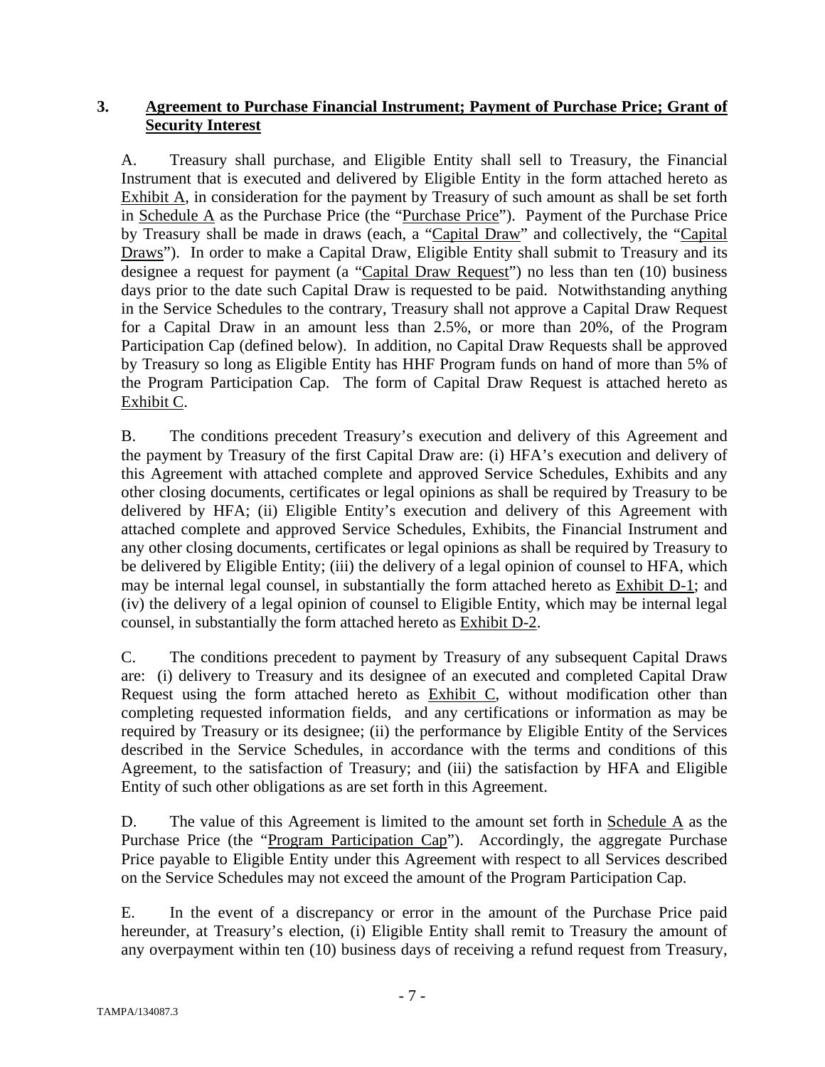## 3. Agreement to Purchase Financial Instrument; Payment of Purchase Price; Grant of Security Interest

A. Treasury shall purchase, and Eligible Entity shall sell to Treasury, the Financial Instrument that is executed and delivered by Eligible Entity in the form attached hereto as Exhibit A, in consideration for the payment by Treasury of such amount as shall be set forth in Schedule A as the Purchase Price (the "Purchase Price"). Payment of the Purchase Price by Treasury shall be made in draws (each, a "Capital Draw" and collectively, the "Capital Draws"). In order to make a Capital Draw, Eligible Entity shall submit to Treasury and its designee a request for payment (a "Capital Draw Request") no less than ten (10) business days prior to the date such Capital Draw is requested to be paid. Notwithstanding anything in the Service Schedules to the contrary, Treasury shall not approve a Capital Draw Request for a Capital Draw in an amount less than 2.5%, or more than 20%, of the Program Participation Cap (defined below). In addition, no Capital Draw Requests shall be approved by Treasury so long as Eligible Entity has HHF Program funds on hand of more than 5% of the Program Participation Cap. The form of Capital Draw Request is attached hereto as Exhibit C.

B. The conditions precedent Treasury's execution and delivery of this Agreement and the payment by Treasury of the first Capital Draw are: (i) HFA's execution and delivery of this Agreement with attached complete and approved Service Schedules, Exhibits and any other closing documents, certificates or legal opinions as shall be required by Treasury to be delivered by HFA; (ii) Eligible Entity's execution and delivery of this Agreement with attached complete and approved Service Schedules, Exhibits, the Financial Instrument and any other closing documents, certificates or legal opinions as shall be required by Treasury to be delivered by Eligible Entity; (iii) the delivery of a legal opinion of counsel to HFA, which may be internal legal counsel, in substantially the form attached hereto as Exhibit D-1; and (iv) the delivery of a legal opinion of counsel to Eligible Entity, which may be internal legal counsel, in substantially the form attached hereto as Exhibit D-2.

C. The conditions precedent to payment by Treasury of any subsequent Capital Draws are: (i) delivery to Treasury and its designee of an executed and completed Capital Draw Request using the form attached hereto as Exhibit C, without modification other than completing requested information fields, and any certifications or information as may be required by Treasury or its designee; (ii) the performance by Eligible Entity of the Services described in the Service Schedules, in accordance with the terms and conditions of this Agreement, to the satisfaction of Treasury; and (iii) the satisfaction by HFA and Eligible Entity of such other obligations as are set forth in this Agreement.

D. The value of this Agreement is limited to the amount set forth in Schedule A as the Purchase Price (the "Program Participation Cap"). Accordingly, the aggregate Purchase Price payable to Eligible Entity under this Agreement with respect to all Services described on the Service Schedules may not exceed the amount of the Program Participation Cap.

E. In the event of a discrepancy or error in the amount of the Purchase Price paid hereunder, at Treasury's election, (i) Eligible Entity shall remit to Treasury the amount of any overpayment within ten (10) business days of receiving a refund request from Treasury,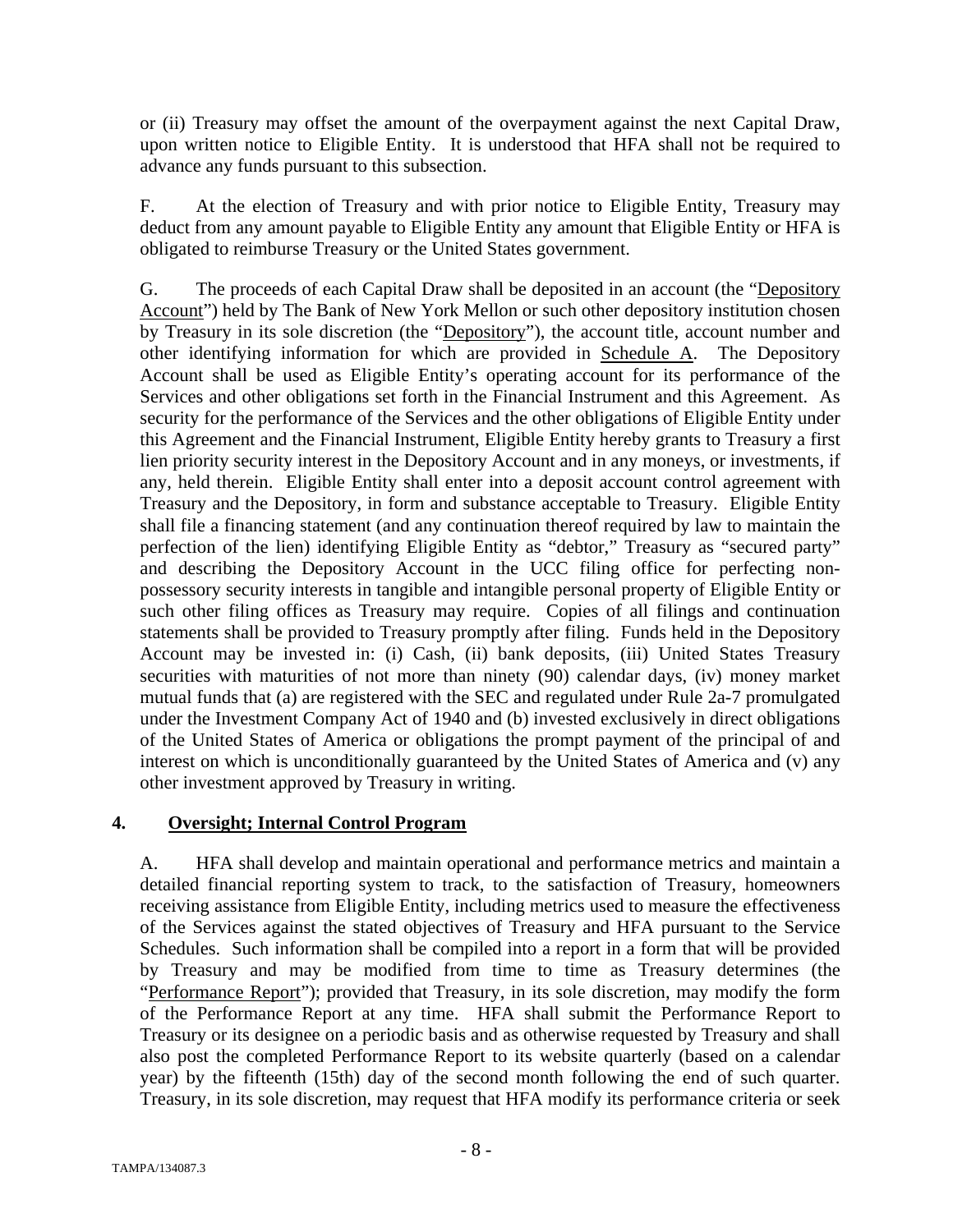or (ii) Treasury may offset the amount of the overpayment against the next Capital Draw, upon written notice to Eligible Entity. It is understood that HFA shall not be required to advance any funds pursuant to this subsection.

F. At the election of Treasury and with prior notice to Eligible Entity, Treasury may deduct from any amount payable to Eligible Entity any amount that Eligible Entity or HFA is obligated to reimburse Treasury or the United States government.

G. The proceeds of each Capital Draw shall be deposited in an account (the "Depository Account") held by The Bank of New York Mellon or such other depository institution chosen by Treasury in its sole discretion (the "Depository"), the account title, account number and other identifying information for which are provided in Schedule A. The Depository Account shall be used as Eligible Entity's operating account for its performance of the Services and other obligations set forth in the Financial Instrument and this Agreement. As security for the performance of the Services and the other obligations of Eligible Entity under this Agreement and the Financial Instrument, Eligible Entity hereby grants to Treasury a first lien priority security interest in the Depository Account and in any moneys, or investments, if any, held therein. Eligible Entity shall enter into a deposit account control agreement with Treasury and the Depository, in form and substance acceptable to Treasury. Eligible Entity shall file a financing statement (and any continuation thereof required by law to maintain the perfection of the lien) identifying Eligible Entity as "debtor," Treasury as "secured party" and describing the Depository Account in the UCC filing office for perfecting non-possessory security interests in tangible and intangible personal property of Eligible Entity or such other filing offices as Treasury may require. Copies of all filings and continuation statements shall be provided to Treasury promptly after filing. Funds held in the Depository Account may be invested in: (i) Cash, (ii) bank deposits, (iii) United States Treasury securities with maturities of not more than ninety (90) calendar days, (iv) money market mutual funds that (a) are registered with the SEC and regulated under Rule 2a-7 promulgated under the Investment Company Act of 1940 and (b) invested exclusively in direct obligations of the United States of America or obligations the prompt payment of the principal of and interest on which is unconditionally guaranteed by the United States of America and (v) any other investment approved by Treasury in writing.

## 4. Oversight; Internal Control Program

A. HFA shall develop and maintain operational and performance metrics and maintain a detailed financial reporting system to track, to the satisfaction of Treasury, homeowners receiving assistance from Eligible Entity, including metrics used to measure the effectiveness of the Services against the stated objectives of Treasury and HFA pursuant to the Service Schedules. Such information shall be compiled into a report in a form that will be provided by Treasury and may be modified from time to time as Treasury determines (the "Performance Report"); provided that Treasury, in its sole discretion, may modify the form of the Performance Report at any time. HFA shall submit the Performance Report to Treasury or its designee on a periodic basis and as otherwise requested by Treasury and shall also post the completed Performance Report to its website quarterly (based on a calendar year) by the fifteenth (15th) day of the second month following the end of such quarter. Treasury, in its sole discretion, may request that HFA modify its performance criteria or seek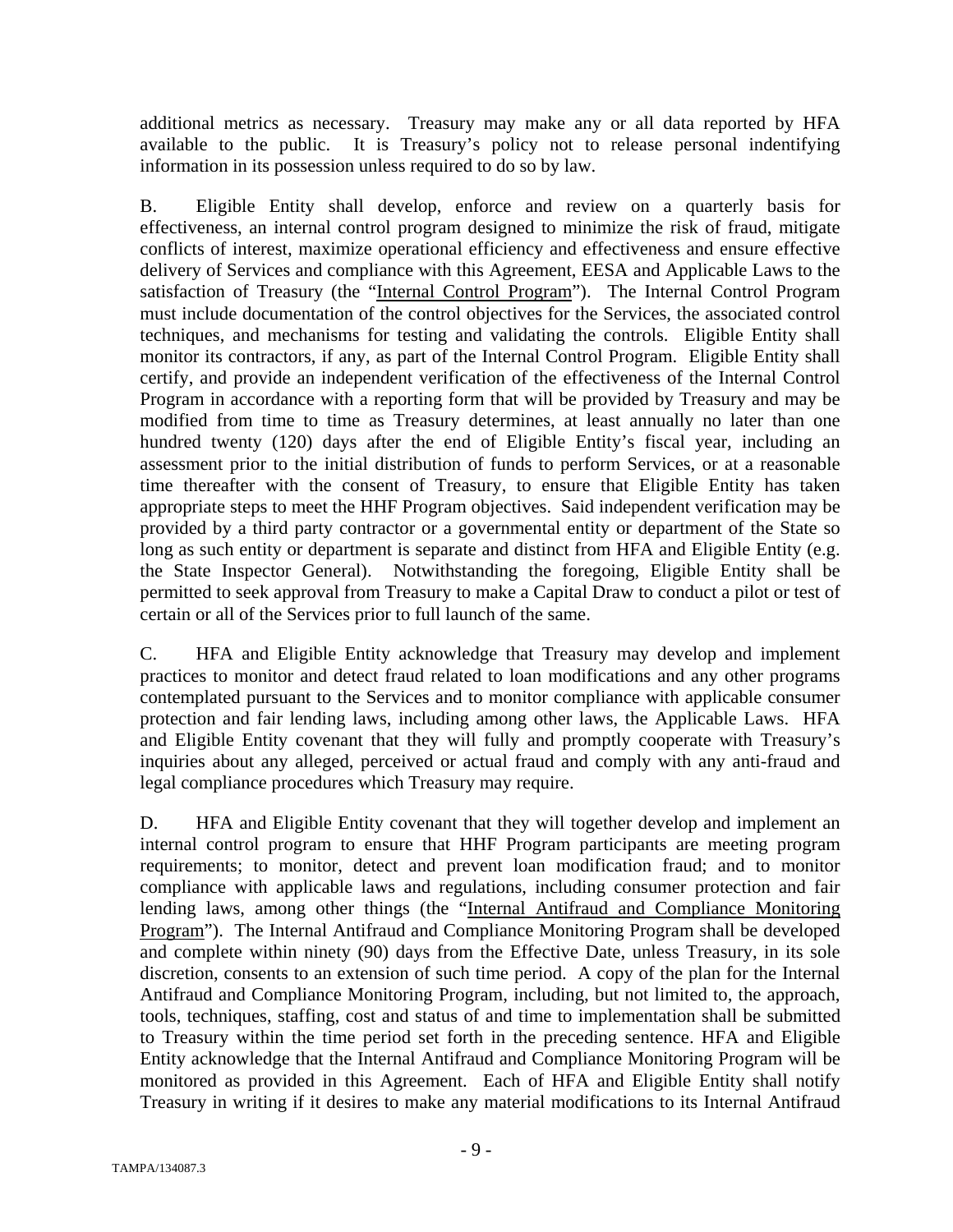additional metrics as necessary. Treasury may make any or all data reported by HFA available to the public. It is Treasury's policy not to release personal indentifying information in its possession unless required to do so by law.

B. Eligible Entity shall develop, enforce and review on a quarterly basis for effectiveness, an internal control program designed to minimize the risk of fraud, mitigate conflicts of interest, maximize operational efficiency and effectiveness and ensure effective delivery of Services and compliance with this Agreement, EESA and Applicable Laws to the satisfaction of Treasury (the "Internal Control Program"). The Internal Control Program must include documentation of the control objectives for the Services, the associated control techniques, and mechanisms for testing and validating the controls. Eligible Entity shall monitor its contractors, if any, as part of the Internal Control Program. Eligible Entity shall certify, and provide an independent verification of the effectiveness of the Internal Control Program in accordance with a reporting form that will be provided by Treasury and may be modified from time to time as Treasury determines, at least annually no later than one hundred twenty (120) days after the end of Eligible Entity's fiscal year, including an assessment prior to the initial distribution of funds to perform Services, or at a reasonable time thereafter with the consent of Treasury, to ensure that Eligible Entity has taken appropriate steps to meet the HHF Program objectives. Said independent verification may be provided by a third party contractor or a governmental entity or department of the State so long as such entity or department is separate and distinct from HFA and Eligible Entity (e.g. the State Inspector General). Notwithstanding the foregoing, Eligible Entity shall be permitted to seek approval from Treasury to make a Capital Draw to conduct a pilot or test of certain or all of the Services prior to full launch of the same.

C. HFA and Eligible Entity acknowledge that Treasury may develop and implement practices to monitor and detect fraud related to loan modifications and any other programs contemplated pursuant to the Services and to monitor compliance with applicable consumer protection and fair lending laws, including among other laws, the Applicable Laws. HFA and Eligible Entity covenant that they will fully and promptly cooperate with Treasury's inquiries about any alleged, perceived or actual fraud and comply with any anti-fraud and legal compliance procedures which Treasury may require.

D. HFA and Eligible Entity covenant that they will together develop and implement an internal control program to ensure that HHF Program participants are meeting program requirements; to monitor, detect and prevent loan modification fraud; and to monitor compliance with applicable laws and regulations, including consumer protection and fair lending laws, among other things (the "Internal Antifraud and Compliance Monitoring Program"). The Internal Antifraud and Compliance Monitoring Program shall be developed and complete within ninety (90) days from the Effective Date, unless Treasury, in its sole discretion, consents to an extension of such time period. A copy of the plan for the Internal Antifraud and Compliance Monitoring Program, including, but not limited to, the approach, tools, techniques, staffing, cost and status of and time to implementation shall be submitted to Treasury within the time period set forth in the preceding sentence. HFA and Eligible Entity acknowledge that the Internal Antifraud and Compliance Monitoring Program will be monitored as provided in this Agreement. Each of HFA and Eligible Entity shall notify Treasury in writing if it desires to make any material modifications to its Internal Antifraud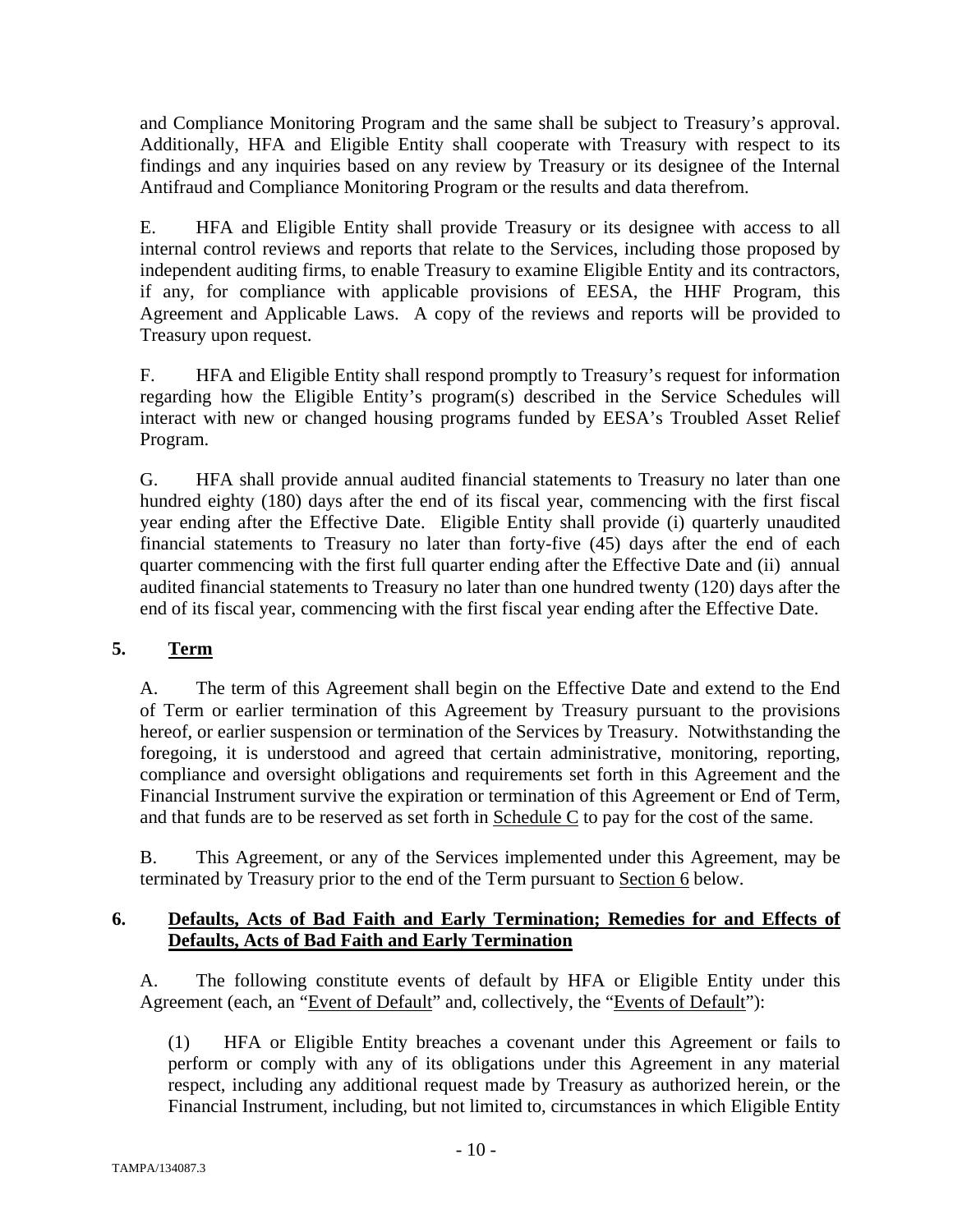and Compliance Monitoring Program and the same shall be subject to Treasury's approval. Additionally, HFA and Eligible Entity shall cooperate with Treasury with respect to its findings and any inquiries based on any review by Treasury or its designee of the Internal Antifraud and Compliance Monitoring Program or the results and data therefrom.

E. HFA and Eligible Entity shall provide Treasury or its designee with access to all internal control reviews and reports that relate to the Services, including those proposed by independent auditing firms, to enable Treasury to examine Eligible Entity and its contractors, if any, for compliance with applicable provisions of EESA, the HHF Program, this Agreement and Applicable Laws. A copy of the reviews and reports will be provided to Treasury upon request.

F. HFA and Eligible Entity shall respond promptly to Treasury's request for information regarding how the Eligible Entity's program(s) described in the Service Schedules will interact with new or changed housing programs funded by EESA's Troubled Asset Relief Program.

G. HFA shall provide annual audited financial statements to Treasury no later than one hundred eighty (180) days after the end of its fiscal year, commencing with the first fiscal year ending after the Effective Date. Eligible Entity shall provide (i) quarterly unaudited financial statements to Treasury no later than forty-five (45) days after the end of each quarter commencing with the first full quarter ending after the Effective Date and (ii) annual audited financial statements to Treasury no later than one hundred twenty (120) days after the end of its fiscal year, commencing with the first fiscal year ending after the Effective Date.

## 5. Term

A. The term of this Agreement shall begin on the Effective Date and extend to the End of Term or earlier termination of this Agreement by Treasury pursuant to the provisions hereof, or earlier suspension or termination of the Services by Treasury. Notwithstanding the foregoing, it is understood and agreed that certain administrative, monitoring, reporting, compliance and oversight obligations and requirements set forth in this Agreement and the Financial Instrument survive the expiration or termination of this Agreement or End of Term, and that funds are to be reserved as set forth in Schedule C to pay for the cost of the same.

B. This Agreement, or any of the Services implemented under this Agreement, may be terminated by Treasury prior to the end of the Term pursuant to Section 6 below.

## 6. Defaults, Acts of Bad Faith and Early Termination; Remedies for and Effects of Defaults, Acts of Bad Faith and Early Termination

A. The following constitute events of default by HFA or Eligible Entity under this Agreement (each, an "Event of Default" and, collectively, the "Events of Default"):

(1) HFA or Eligible Entity breaches a covenant under this Agreement or fails to perform or comply with any of its obligations under this Agreement in any material respect, including any additional request made by Treasury as authorized herein, or the Financial Instrument, including, but not limited to, circumstances in which Eligible Entity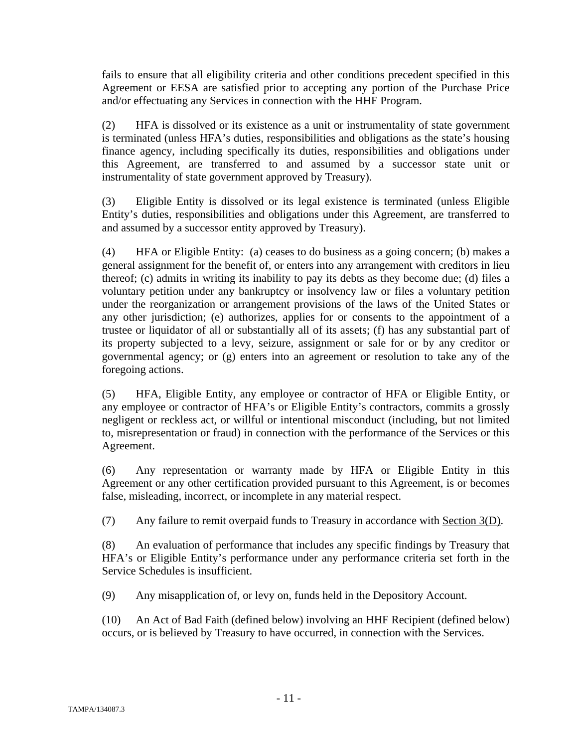fails to ensure that all eligibility criteria and other conditions precedent specified in this Agreement or EESA are satisfied prior to accepting any portion of the Purchase Price and/or effectuating any Services in connection with the HHF Program.

(2) HFA is dissolved or its existence as a unit or instrumentality of state government is terminated (unless HFA's duties, responsibilities and obligations as the state's housing finance agency, including specifically its duties, responsibilities and obligations under this Agreement, are transferred to and assumed by a successor state unit or instrumentality of state government approved by Treasury).

(3) Eligible Entity is dissolved or its legal existence is terminated (unless Eligible Entity's duties, responsibilities and obligations under this Agreement, are transferred to and assumed by a successor entity approved by Treasury).

(4) HFA or Eligible Entity: (a) ceases to do business as a going concern; (b) makes a general assignment for the benefit of, or enters into any arrangement with creditors in lieu thereof; (c) admits in writing its inability to pay its debts as they become due; (d) files a voluntary petition under any bankruptcy or insolvency law or files a voluntary petition under the reorganization or arrangement provisions of the laws of the United States or any other jurisdiction; (e) authorizes, applies for or consents to the appointment of a trustee or liquidator of all or substantially all of its assets; (f) has any substantial part of its property subjected to a levy, seizure, assignment or sale for or by any creditor or governmental agency; or (g) enters into an agreement or resolution to take any of the foregoing actions.

(5) HFA, Eligible Entity, any employee or contractor of HFA or Eligible Entity, or any employee or contractor of HFA's or Eligible Entity's contractors, commits a grossly negligent or reckless act, or willful or intentional misconduct (including, but not limited to, misrepresentation or fraud) in connection with the performance of the Services or this Agreement.

(6) Any representation or warranty made by HFA or Eligible Entity in this Agreement or any other certification provided pursuant to this Agreement, is or becomes false, misleading, incorrect, or incomplete in any material respect.

(7) Any failure to remit overpaid funds to Treasury in accordance with Section 3(D).

(8) An evaluation of performance that includes any specific findings by Treasury that HFA's or Eligible Entity's performance under any performance criteria set forth in the Service Schedules is insufficient.

(9) Any misapplication of, or levy on, funds held in the Depository Account.

(10) An Act of Bad Faith (defined below) involving an HHF Recipient (defined below) occurs, or is believed by Treasury to have occurred, in connection with the Services.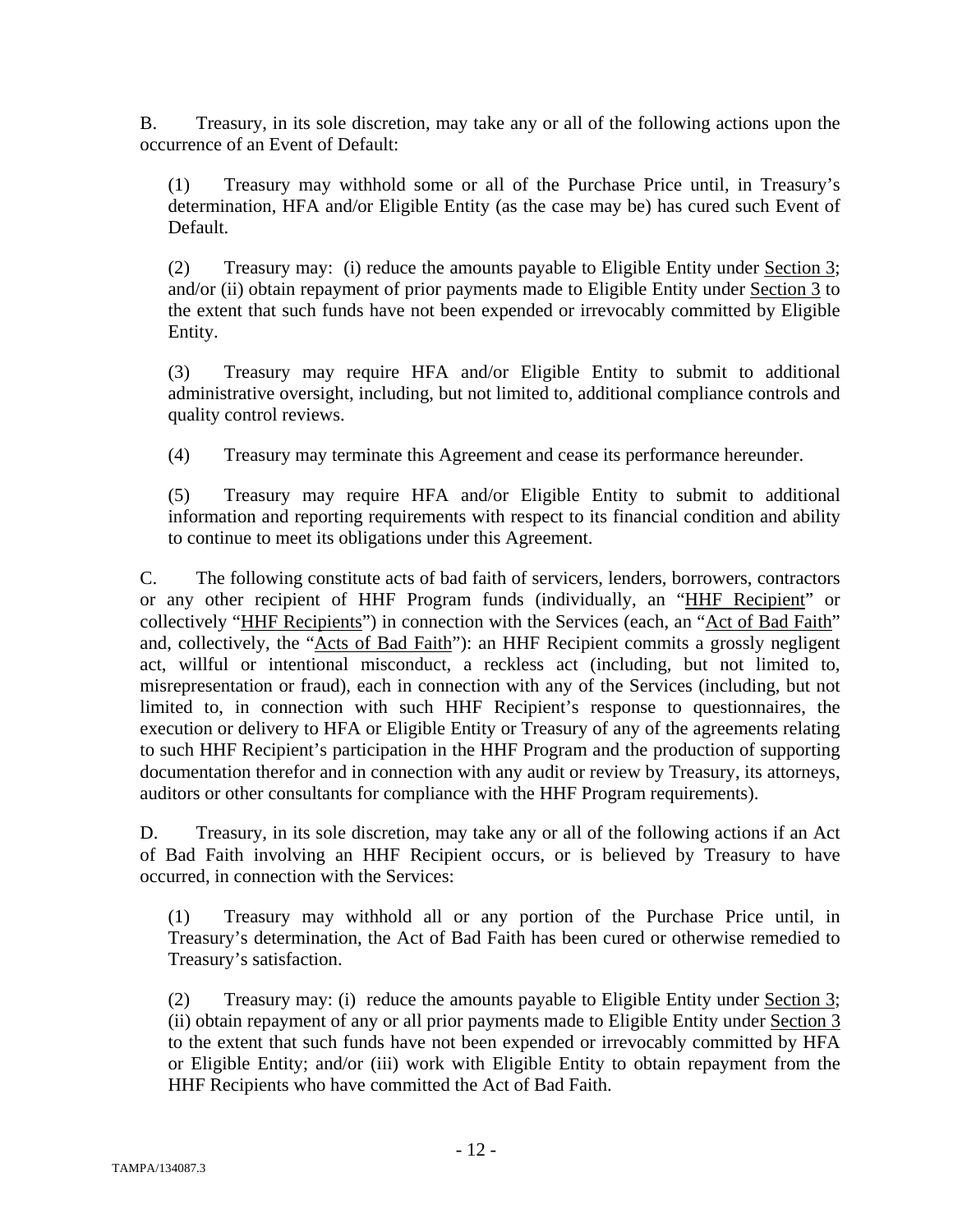B. Treasury, in its sole discretion, may take any or all of the following actions upon the occurrence of an Event of Default:

(1) Treasury may withhold some or all of the Purchase Price until, in Treasury's determination, HFA and/or Eligible Entity (as the case may be) has cured such Event of Default.

(2) Treasury may: (i) reduce the amounts payable to Eligible Entity under Section 3; and/or (ii) obtain repayment of prior payments made to Eligible Entity under Section 3 to the extent that such funds have not been expended or irrevocably committed by Eligible Entity.

(3) Treasury may require HFA and/or Eligible Entity to submit to additional administrative oversight, including, but not limited to, additional compliance controls and quality control reviews.

(4) Treasury may terminate this Agreement and cease its performance hereunder.

(5) Treasury may require HFA and/or Eligible Entity to submit to additional information and reporting requirements with respect to its financial condition and ability to continue to meet its obligations under this Agreement.

C. The following constitute acts of bad faith of servicers, lenders, borrowers, contractors or any other recipient of HHF Program funds (individually, an "HHF Recipient" or collectively "HHF Recipients") in connection with the Services (each, an "Act of Bad Faith" and, collectively, the "Acts of Bad Faith"): an HHF Recipient commits a grossly negligent act, willful or intentional misconduct, a reckless act (including, but not limited to, misrepresentation or fraud), each in connection with any of the Services (including, but not limited to, in connection with such HHF Recipient's response to questionnaires, the execution or delivery to HFA or Eligible Entity or Treasury of any of the agreements relating to such HHF Recipient's participation in the HHF Program and the production of supporting documentation therefor and in connection with any audit or review by Treasury, its attorneys, auditors or other consultants for compliance with the HHF Program requirements).

D. Treasury, in its sole discretion, may take any or all of the following actions if an Act of Bad Faith involving an HHF Recipient occurs, or is believed by Treasury to have occurred, in connection with the Services:

(1) Treasury may withhold all or any portion of the Purchase Price until, in Treasury's determination, the Act of Bad Faith has been cured or otherwise remedied to Treasury's satisfaction.

(2) Treasury may: (i) reduce the amounts payable to Eligible Entity under Section 3; (ii) obtain repayment of any or all prior payments made to Eligible Entity under Section 3 to the extent that such funds have not been expended or irrevocably committed by HFA or Eligible Entity; and/or (iii) work with Eligible Entity to obtain repayment from the HHF Recipients who have committed the Act of Bad Faith.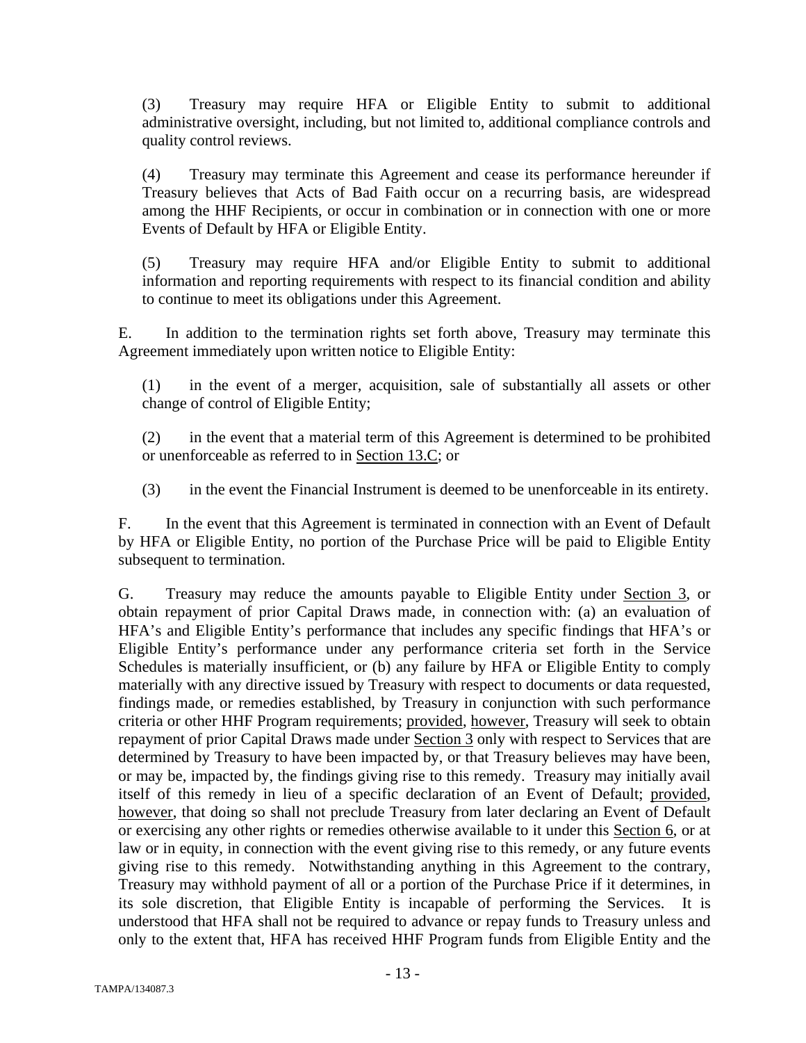(3) Treasury may require HFA or Eligible Entity to submit to additional administrative oversight, including, but not limited to, additional compliance controls and quality control reviews.

(4) Treasury may terminate this Agreement and cease its performance hereunder if Treasury believes that Acts of Bad Faith occur on a recurring basis, are widespread among the HHF Recipients, or occur in combination or in connection with one or more Events of Default by HFA or Eligible Entity.

(5) Treasury may require HFA and/or Eligible Entity to submit to additional information and reporting requirements with respect to its financial condition and ability to continue to meet its obligations under this Agreement.

E. In addition to the termination rights set forth above, Treasury may terminate this Agreement immediately upon written notice to Eligible Entity:

(1) in the event of a merger, acquisition, sale of substantially all assets or other change of control of Eligible Entity;

(2) in the event that a material term of this Agreement is determined to be prohibited or unenforceable as referred to in Section 13.C; or

(3) in the event the Financial Instrument is deemed to be unenforceable in its entirety.

F. In the event that this Agreement is terminated in connection with an Event of Default by HFA or Eligible Entity, no portion of the Purchase Price will be paid to Eligible Entity subsequent to termination.

G. Treasury may reduce the amounts payable to Eligible Entity under Section 3, or obtain repayment of prior Capital Draws made, in connection with: (a) an evaluation of HFA's and Eligible Entity's performance that includes any specific findings that HFA's or Eligible Entity's performance under any performance criteria set forth in the Service Schedules is materially insufficient, or (b) any failure by HFA or Eligible Entity to comply materially with any directive issued by Treasury with respect to documents or data requested, findings made, or remedies established, by Treasury in conjunction with such performance criteria or other HHF Program requirements; provided, however, Treasury will seek to obtain repayment of prior Capital Draws made under Section 3 only with respect to Services that are determined by Treasury to have been impacted by, or that Treasury believes may have been, or may be, impacted by, the findings giving rise to this remedy. Treasury may initially avail itself of this remedy in lieu of a specific declaration of an Event of Default; provided, however, that doing so shall not preclude Treasury from later declaring an Event of Default or exercising any other rights or remedies otherwise available to it under this Section 6, or at law or in equity, in connection with the event giving rise to this remedy, or any future events giving rise to this remedy. Notwithstanding anything in this Agreement to the contrary, Treasury may withhold payment of all or a portion of the Purchase Price if it determines, in its sole discretion, that Eligible Entity is incapable of performing the Services. It is understood that HFA shall not be required to advance or repay funds to Treasury unless and only to the extent that, HFA has received HHF Program funds from Eligible Entity and the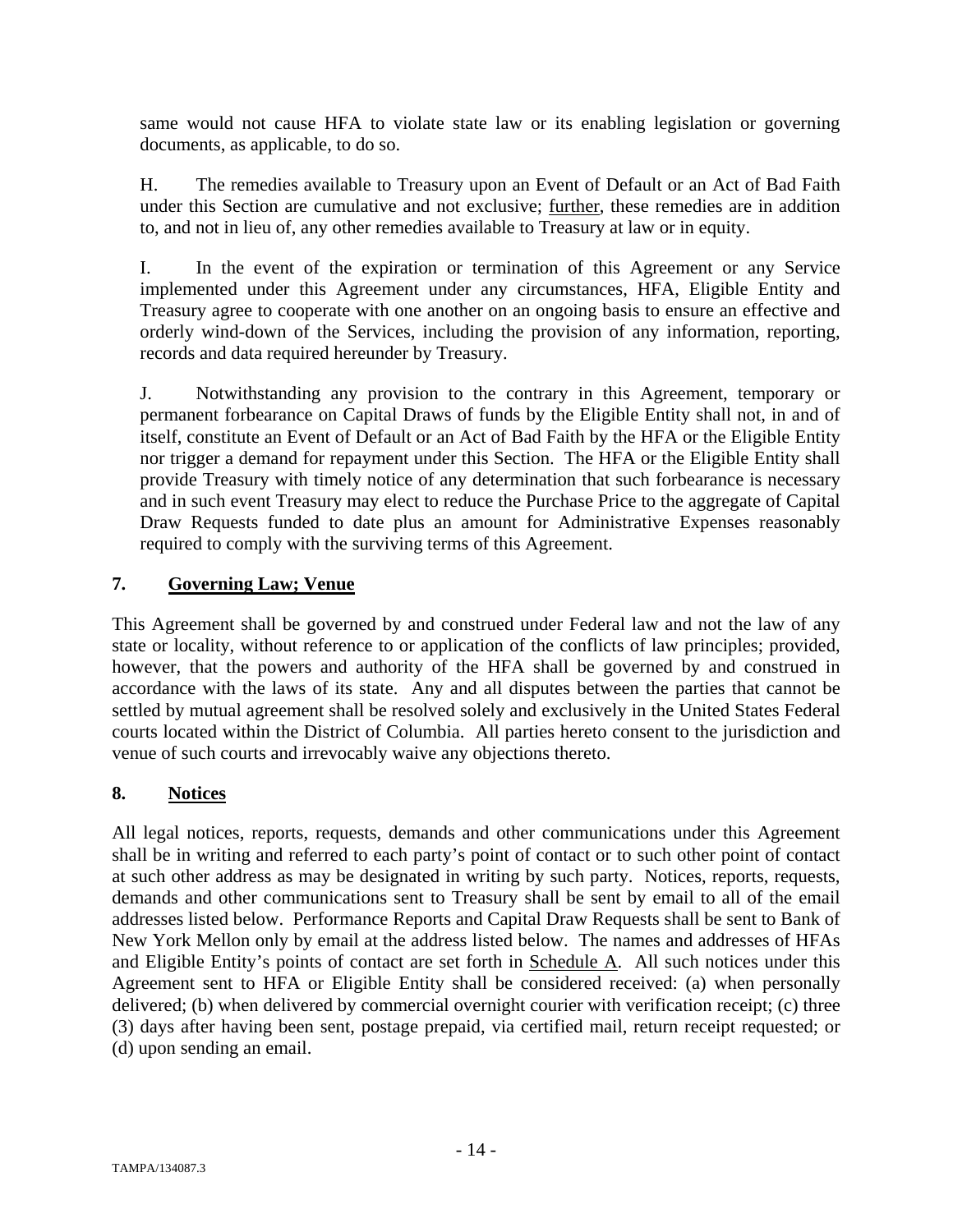same would not cause HFA to violate state law or its enabling legislation or governing documents, as applicable, to do so.

H. The remedies available to Treasury upon an Event of Default or an Act of Bad Faith under this Section are cumulative and not exclusive; further, these remedies are in addition to, and not in lieu of, any other remedies available to Treasury at law or in equity.

I. In the event of the expiration or termination of this Agreement or any Service implemented under this Agreement under any circumstances, HFA, Eligible Entity and Treasury agree to cooperate with one another on an ongoing basis to ensure an effective and orderly wind-down of the Services, including the provision of any information, reporting, records and data required hereunder by Treasury.

J. Notwithstanding any provision to the contrary in this Agreement, temporary or permanent forbearance on Capital Draws of funds by the Eligible Entity shall not, in and of itself, constitute an Event of Default or an Act of Bad Faith by the HFA or the Eligible Entity nor trigger a demand for repayment under this Section. The HFA or the Eligible Entity shall provide Treasury with timely notice of any determination that such forbearance is necessary and in such event Treasury may elect to reduce the Purchase Price to the aggregate of Capital Draw Requests funded to date plus an amount for Administrative Expenses reasonably required to comply with the surviving terms of this Agreement.

## 7. Governing Law; Venue

This Agreement shall be governed by and construed under Federal law and not the law of any state or locality, without reference to or application of the conflicts of law principles; provided, however, that the powers and authority of the HFA shall be governed by and construed in accordance with the laws of its state. Any and all disputes between the parties that cannot be settled by mutual agreement shall be resolved solely and exclusively in the United States Federal courts located within the District of Columbia. All parties hereto consent to the jurisdiction and venue of such courts and irrevocably waive any objections thereto.

## 8. Notices

All legal notices, reports, requests, demands and other communications under this Agreement shall be in writing and referred to each party's point of contact or to such other point of contact at such other address as may be designated in writing by such party. Notices, reports, requests, demands and other communications sent to Treasury shall be sent by email to all of the email addresses listed below. Performance Reports and Capital Draw Requests shall be sent to Bank of New York Mellon only by email at the address listed below. The names and addresses of HFAs and Eligible Entity's points of contact are set forth in Schedule A. All such notices under this Agreement sent to HFA or Eligible Entity shall be considered received: (a) when personally delivered; (b) when delivered by commercial overnight courier with verification receipt; (c) three (3) days after having been sent, postage prepaid, via certified mail, return receipt requested; or (d) upon sending an email.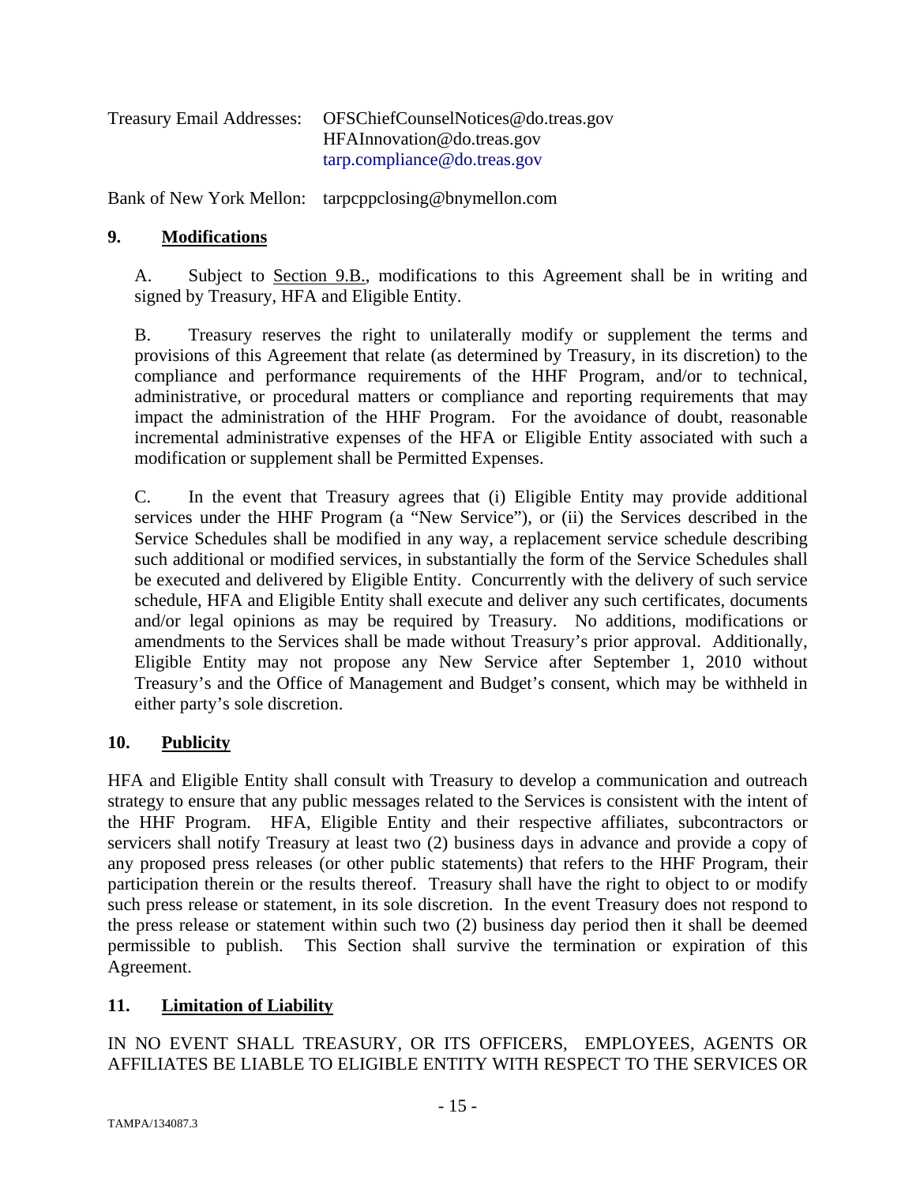Treasury Email Addresses: OFSChiefCounselNotices@do.treas.gov
HFAInnovation@do.treas.gov
tarp.compliance@do.treas.gov

Bank of New York Mellon: tarpcppclosing@bnymellon.com

**9. Modifications**

A. Subject to Section 9.B., modifications to this Agreement shall be in writing and signed by Treasury, HFA and Eligible Entity.

B. Treasury reserves the right to unilaterally modify or supplement the terms and provisions of this Agreement that relate (as determined by Treasury, in its discretion) to the compliance and performance requirements of the HHF Program, and/or to technical, administrative, or procedural matters or compliance and reporting requirements that may impact the administration of the HHF Program. For the avoidance of doubt, reasonable incremental administrative expenses of the HFA or Eligible Entity associated with such a modification or supplement shall be Permitted Expenses.

C. In the event that Treasury agrees that (i) Eligible Entity may provide additional services under the HHF Program (a "New Service"), or (ii) the Services described in the Service Schedules shall be modified in any way, a replacement service schedule describing such additional or modified services, in substantially the form of the Service Schedules shall be executed and delivered by Eligible Entity. Concurrently with the delivery of such service schedule, HFA and Eligible Entity shall execute and deliver any such certificates, documents and/or legal opinions as may be required by Treasury. No additions, modifications or amendments to the Services shall be made without Treasury's prior approval. Additionally, Eligible Entity may not propose any New Service after September 1, 2010 without Treasury's and the Office of Management and Budget's consent, which may be withheld in either party's sole discretion.

**10. Publicity**

HFA and Eligible Entity shall consult with Treasury to develop a communication and outreach strategy to ensure that any public messages related to the Services is consistent with the intent of the HHF Program. HFA, Eligible Entity and their respective affiliates, subcontractors or servicers shall notify Treasury at least two (2) business days in advance and provide a copy of any proposed press releases (or other public statements) that refers to the HHF Program, their participation therein or the results thereof. Treasury shall have the right to object to or modify such press release or statement, in its sole discretion. In the event Treasury does not respond to the press release or statement within such two (2) business day period then it shall be deemed permissible to publish. This Section shall survive the termination or expiration of this Agreement.

**11. Limitation of Liability**

IN NO EVENT SHALL TREASURY, OR ITS OFFICERS, EMPLOYEES, AGENTS OR AFFILIATES BE LIABLE TO ELIGIBLE ENTITY WITH RESPECT TO THE SERVICES OR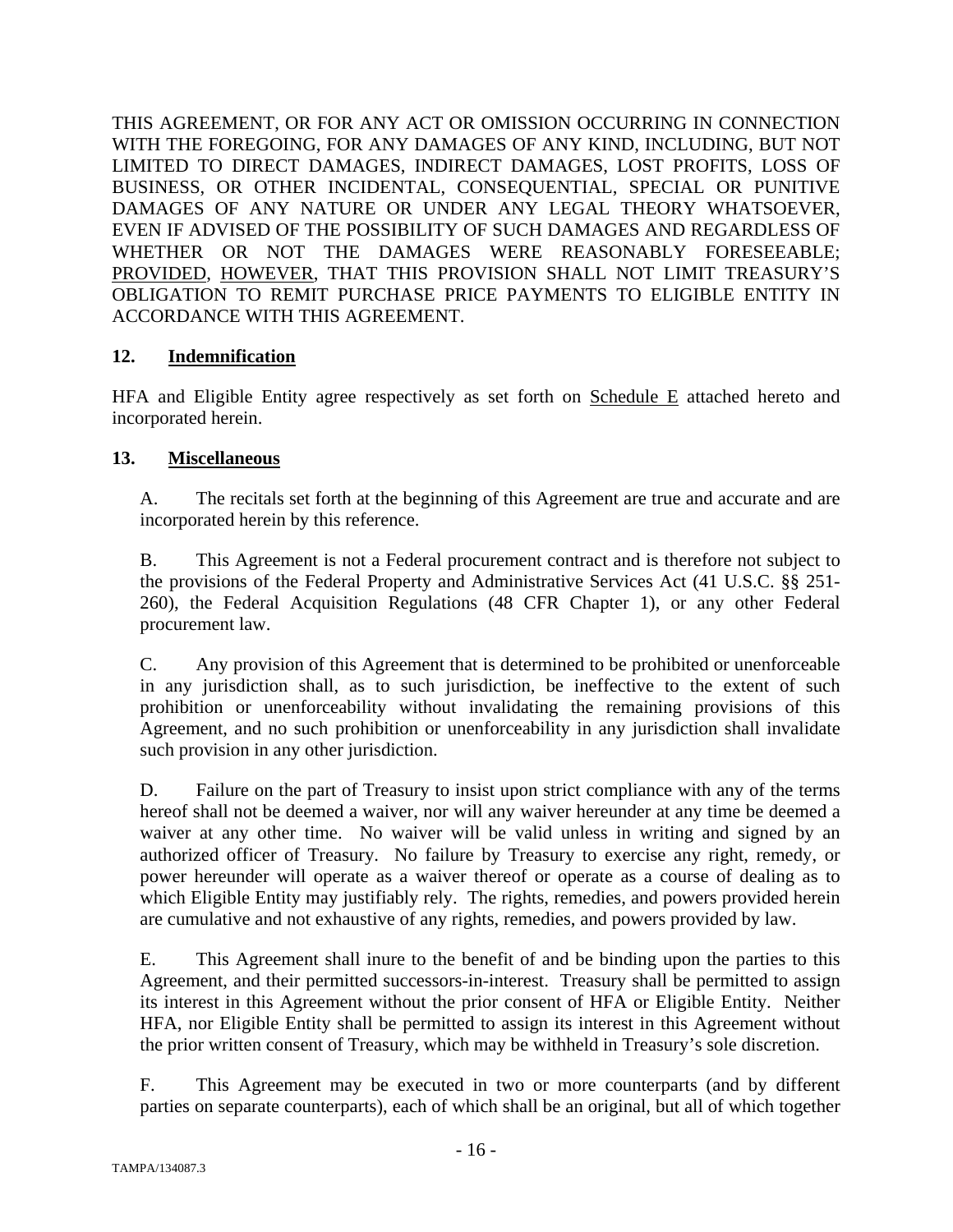THIS AGREEMENT, OR FOR ANY ACT OR OMISSION OCCURRING IN CONNECTION WITH THE FOREGOING, FOR ANY DAMAGES OF ANY KIND, INCLUDING, BUT NOT LIMITED TO DIRECT DAMAGES, INDIRECT DAMAGES, LOST PROFITS, LOSS OF BUSINESS, OR OTHER INCIDENTAL, CONSEQUENTIAL, SPECIAL OR PUNITIVE DAMAGES OF ANY NATURE OR UNDER ANY LEGAL THEORY WHATSOEVER, EVEN IF ADVISED OF THE POSSIBILITY OF SUCH DAMAGES AND REGARDLESS OF WHETHER OR NOT THE DAMAGES WERE REASONABLY FORESEEABLE; PROVIDED, HOWEVER, THAT THIS PROVISION SHALL NOT LIMIT TREASURY'S OBLIGATION TO REMIT PURCHASE PRICE PAYMENTS TO ELIGIBLE ENTITY IN ACCORDANCE WITH THIS AGREEMENT.

## 12. Indemnification

HFA and Eligible Entity agree respectively as set forth on Schedule E attached hereto and incorporated herein.

## 13. Miscellaneous

A. The recitals set forth at the beginning of this Agreement are true and accurate and are incorporated herein by this reference.

B. This Agreement is not a Federal procurement contract and is therefore not subject to the provisions of the Federal Property and Administrative Services Act (41 U.S.C. §§ 251-260), the Federal Acquisition Regulations (48 CFR Chapter 1), or any other Federal procurement law.

C. Any provision of this Agreement that is determined to be prohibited or unenforceable in any jurisdiction shall, as to such jurisdiction, be ineffective to the extent of such prohibition or unenforceability without invalidating the remaining provisions of this Agreement, and no such prohibition or unenforceability in any jurisdiction shall invalidate such provision in any other jurisdiction.

D. Failure on the part of Treasury to insist upon strict compliance with any of the terms hereof shall not be deemed a waiver, nor will any waiver hereunder at any time be deemed a waiver at any other time. No waiver will be valid unless in writing and signed by an authorized officer of Treasury. No failure by Treasury to exercise any right, remedy, or power hereunder will operate as a waiver thereof or operate as a course of dealing as to which Eligible Entity may justifiably rely. The rights, remedies, and powers provided herein are cumulative and not exhaustive of any rights, remedies, and powers provided by law.

E. This Agreement shall inure to the benefit of and be binding upon the parties to this Agreement, and their permitted successors-in-interest. Treasury shall be permitted to assign its interest in this Agreement without the prior consent of HFA or Eligible Entity. Neither HFA, nor Eligible Entity shall be permitted to assign its interest in this Agreement without the prior written consent of Treasury, which may be withheld in Treasury's sole discretion.

F. This Agreement may be executed in two or more counterparts (and by different parties on separate counterparts), each of which shall be an original, but all of which together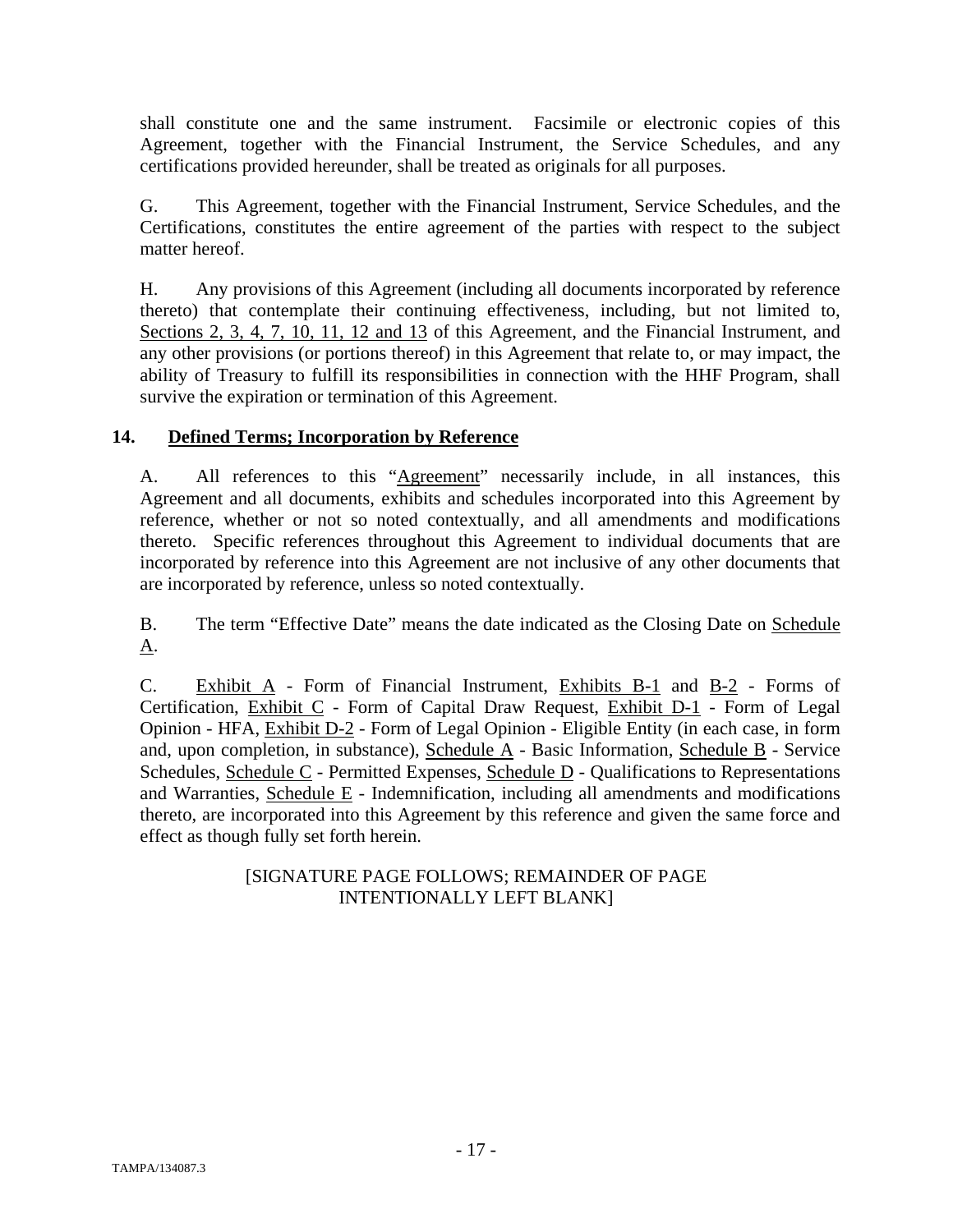shall constitute one and the same instrument. Facsimile or electronic copies of this Agreement, together with the Financial Instrument, the Service Schedules, and any certifications provided hereunder, shall be treated as originals for all purposes.

G. This Agreement, together with the Financial Instrument, Service Schedules, and the Certifications, constitutes the entire agreement of the parties with respect to the subject matter hereof.

H. Any provisions of this Agreement (including all documents incorporated by reference thereto) that contemplate their continuing effectiveness, including, but not limited to, Sections 2, 3, 4, 7, 10, 11, 12 and 13 of this Agreement, and the Financial Instrument, and any other provisions (or portions thereof) in this Agreement that relate to, or may impact, the ability of Treasury to fulfill its responsibilities in connection with the HHF Program, shall survive the expiration or termination of this Agreement.

## 14. Defined Terms; Incorporation by Reference

A. All references to this "Agreement" necessarily include, in all instances, this Agreement and all documents, exhibits and schedules incorporated into this Agreement by reference, whether or not so noted contextually, and all amendments and modifications thereto. Specific references throughout this Agreement to individual documents that are incorporated by reference into this Agreement are not inclusive of any other documents that are incorporated by reference, unless so noted contextually.

B. The term "Effective Date" means the date indicated as the Closing Date on Schedule A.

C. Exhibit A - Form of Financial Instrument, Exhibits B-1 and B-2 - Forms of Certification, Exhibit C - Form of Capital Draw Request, Exhibit D-1 - Form of Legal Opinion - HFA, Exhibit D-2 - Form of Legal Opinion - Eligible Entity (in each case, in form and, upon completion, in substance), Schedule A - Basic Information, Schedule B - Service Schedules, Schedule C - Permitted Expenses, Schedule D - Qualifications to Representations and Warranties, Schedule E - Indemnification, including all amendments and modifications thereto, are incorporated into this Agreement by this reference and given the same force and effect as though fully set forth herein.

[SIGNATURE PAGE FOLLOWS; REMAINDER OF PAGE INTENTIONALLY LEFT BLANK]

TAMPA/134087.3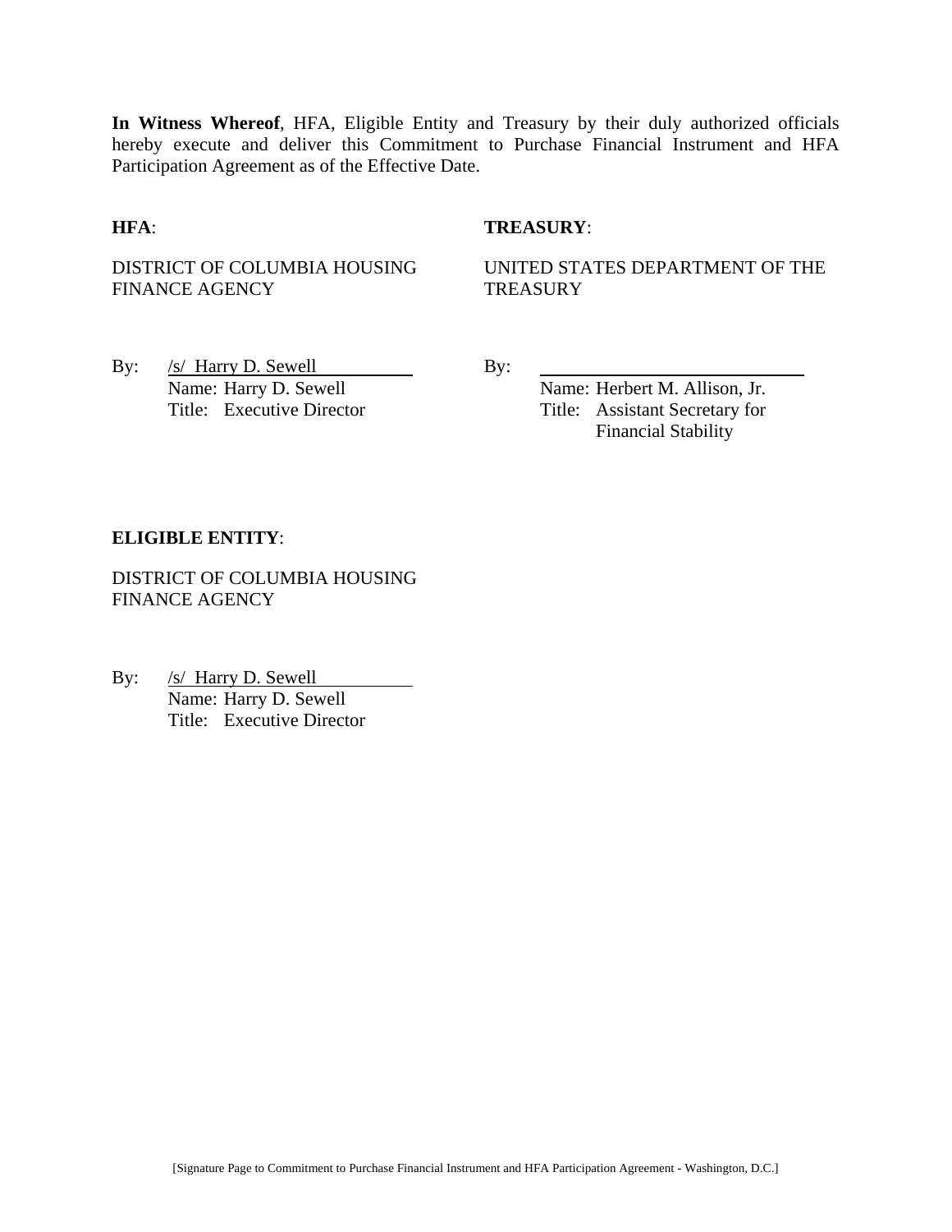**In Witness Whereof**, HFA, Eligible Entity and Treasury by their duly authorized officials hereby execute and deliver this Commitment to Purchase Financial Instrument and HFA Participation Agreement as of the Effective Date.

**HFA**:

DISTRICT OF COLUMBIA HOUSING FINANCE AGENCY

By: /s/ Harry D. Sewell
Name: Harry D. Sewell
Title: Executive Director

**TREASURY**:

UNITED STATES DEPARTMENT OF THE TREASURY

By: ______________________________
Name: Herbert M. Allison, Jr.
Title: Assistant Secretary for Financial Stability

**ELIGIBLE ENTITY**:

DISTRICT OF COLUMBIA HOUSING FINANCE AGENCY

By: /s/ Harry D. Sewell
Name: Harry D. Sewell
Title: Executive Director

[Signature Page to Commitment to Purchase Financial Instrument and HFA Participation Agreement - Washington, D.C.]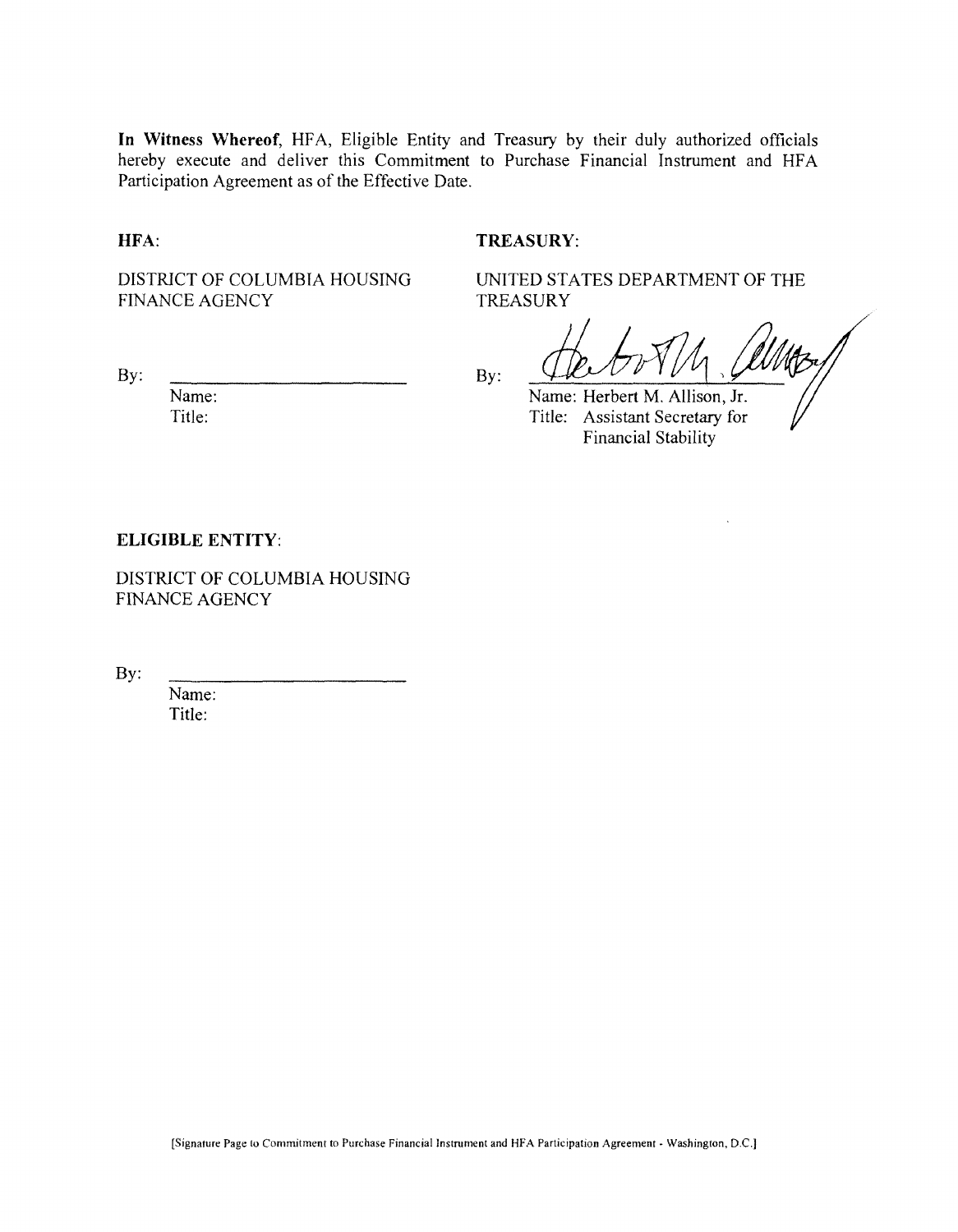**In Witness Whereof**, HFA, Eligible Entity and Treasury by their duly authorized officials hereby execute and deliver this Commitment to Purchase Financial Instrument and HFA Participation Agreement as of the Effective Date.

**HFA**:

DISTRICT OF COLUMBIA HOUSING FINANCE AGENCY

By: ______________________

Name:
Title:

**TREASURY**:

UNITED STATES DEPARTMENT OF THE TREASURY

By: ______________________

Name: Herbert M. Allison, Jr.
Title: Assistant Secretary for Financial Stability

**ELIGIBLE ENTITY**:

DISTRICT OF COLUMBIA HOUSING FINANCE AGENCY

By: ______________________

Name:
Title:

[Signature Page to Commitment to Purchase Financial Instrument and HFA Participation Agreement - Washington, D.C.]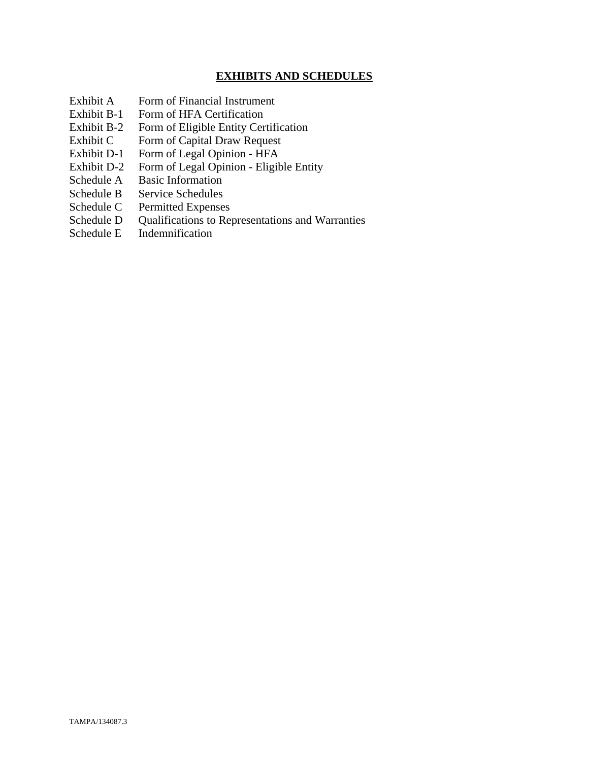## EXHIBITS AND SCHEDULES

| | |
|---|---|
| Exhibit A | Form of Financial Instrument |
| Exhibit B-1 | Form of HFA Certification |
| Exhibit B-2 | Form of Eligible Entity Certification |
| Exhibit C | Form of Capital Draw Request |
| Exhibit D-1 | Form of Legal Opinion - HFA |
| Exhibit D-2 | Form of Legal Opinion - Eligible Entity |
| Schedule A | Basic Information |
| Schedule B | Service Schedules |
| Schedule C | Permitted Expenses |
| Schedule D | Qualifications to Representations and Warranties |
| Schedule E | Indemnification |

TAMPA/134087.3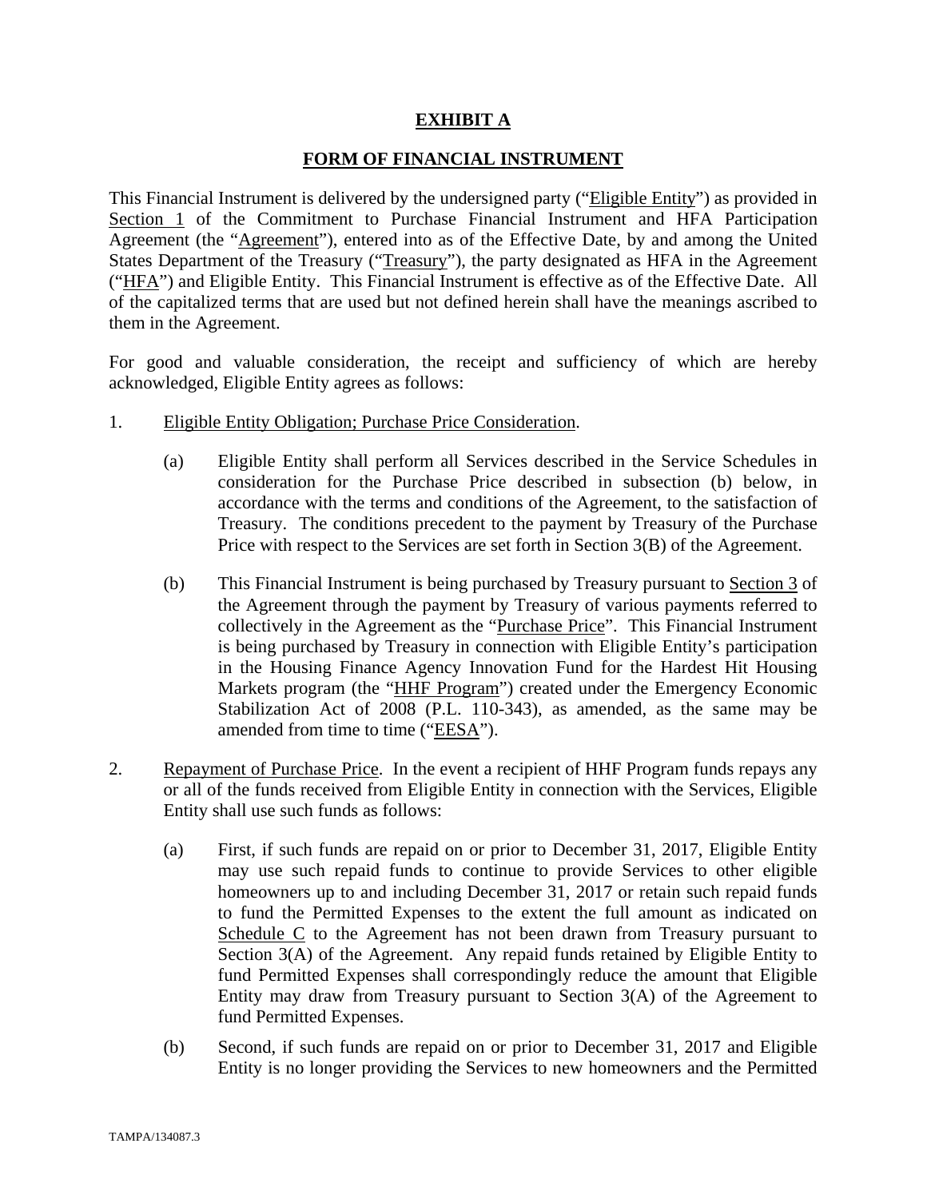# EXHIBIT A

## FORM OF FINANCIAL INSTRUMENT

This Financial Instrument is delivered by the undersigned party ("Eligible Entity") as provided in Section 1 of the Commitment to Purchase Financial Instrument and HFA Participation Agreement (the "Agreement"), entered into as of the Effective Date, by and among the United States Department of the Treasury ("Treasury"), the party designated as HFA in the Agreement ("HFA") and Eligible Entity. This Financial Instrument is effective as of the Effective Date. All of the capitalized terms that are used but not defined herein shall have the meanings ascribed to them in the Agreement.

For good and valuable consideration, the receipt and sufficiency of which are hereby acknowledged, Eligible Entity agrees as follows:

1. Eligible Entity Obligation; Purchase Price Consideration.

   (a) Eligible Entity shall perform all Services described in the Service Schedules in consideration for the Purchase Price described in subsection (b) below, in accordance with the terms and conditions of the Agreement, to the satisfaction of Treasury. The conditions precedent to the payment by Treasury of the Purchase Price with respect to the Services are set forth in Section 3(B) of the Agreement.

   (b) This Financial Instrument is being purchased by Treasury pursuant to Section 3 of the Agreement through the payment by Treasury of various payments referred to collectively in the Agreement as the "Purchase Price". This Financial Instrument is being purchased by Treasury in connection with Eligible Entity's participation in the Housing Finance Agency Innovation Fund for the Hardest Hit Housing Markets program (the "HHF Program") created under the Emergency Economic Stabilization Act of 2008 (P.L. 110-343), as amended, as the same may be amended from time to time ("EESA").

2. Repayment of Purchase Price. In the event a recipient of HHF Program funds repays any or all of the funds received from Eligible Entity in connection with the Services, Eligible Entity shall use such funds as follows:

   (a) First, if such funds are repaid on or prior to December 31, 2017, Eligible Entity may use such repaid funds to continue to provide Services to other eligible homeowners up to and including December 31, 2017 or retain such repaid funds to fund the Permitted Expenses to the extent the full amount as indicated on Schedule C to the Agreement has not been drawn from Treasury pursuant to Section 3(A) of the Agreement. Any repaid funds retained by Eligible Entity to fund Permitted Expenses shall correspondingly reduce the amount that Eligible Entity may draw from Treasury pursuant to Section 3(A) of the Agreement to fund Permitted Expenses.

   (b) Second, if such funds are repaid on or prior to December 31, 2017 and Eligible Entity is no longer providing the Services to new homeowners and the Permitted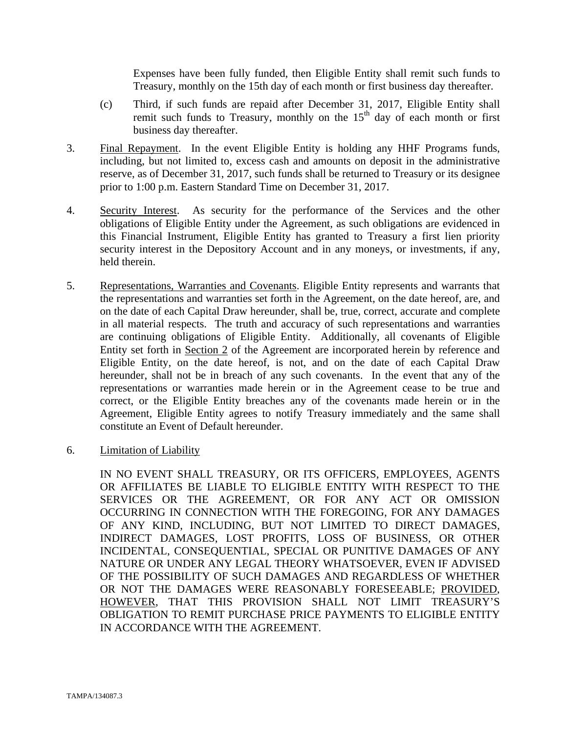Expenses have been fully funded, then Eligible Entity shall remit such funds to Treasury, monthly on the 15th day of each month or first business day thereafter.

(c) Third, if such funds are repaid after December 31, 2017, Eligible Entity shall remit such funds to Treasury, monthly on the 15th day of each month or first business day thereafter.

3. Final Repayment. In the event Eligible Entity is holding any HHF Programs funds, including, but not limited to, excess cash and amounts on deposit in the administrative reserve, as of December 31, 2017, such funds shall be returned to Treasury or its designee prior to 1:00 p.m. Eastern Standard Time on December 31, 2017.

4. Security Interest. As security for the performance of the Services and the other obligations of Eligible Entity under the Agreement, as such obligations are evidenced in this Financial Instrument, Eligible Entity has granted to Treasury a first lien priority security interest in the Depository Account and in any moneys, or investments, if any, held therein.

5. Representations, Warranties and Covenants. Eligible Entity represents and warrants that the representations and warranties set forth in the Agreement, on the date hereof, are, and on the date of each Capital Draw hereunder, shall be, true, correct, accurate and complete in all material respects. The truth and accuracy of such representations and warranties are continuing obligations of Eligible Entity. Additionally, all covenants of Eligible Entity set forth in Section 2 of the Agreement are incorporated herein by reference and Eligible Entity, on the date hereof, is not, and on the date of each Capital Draw hereunder, shall not be in breach of any such covenants. In the event that any of the representations or warranties made herein or in the Agreement cease to be true and correct, or the Eligible Entity breaches any of the covenants made herein or in the Agreement, Eligible Entity agrees to notify Treasury immediately and the same shall constitute an Event of Default hereunder.

6. Limitation of Liability

IN NO EVENT SHALL TREASURY, OR ITS OFFICERS, EMPLOYEES, AGENTS OR AFFILIATES BE LIABLE TO ELIGIBLE ENTITY WITH RESPECT TO THE SERVICES OR THE AGREEMENT, OR FOR ANY ACT OR OMISSION OCCURRING IN CONNECTION WITH THE FOREGOING, FOR ANY DAMAGES OF ANY KIND, INCLUDING, BUT NOT LIMITED TO DIRECT DAMAGES, INDIRECT DAMAGES, LOST PROFITS, LOSS OF BUSINESS, OR OTHER INCIDENTAL, CONSEQUENTIAL, SPECIAL OR PUNITIVE DAMAGES OF ANY NATURE OR UNDER ANY LEGAL THEORY WHATSOEVER, EVEN IF ADVISED OF THE POSSIBILITY OF SUCH DAMAGES AND REGARDLESS OF WHETHER OR NOT THE DAMAGES WERE REASONABLY FORESEEABLE; PROVIDED, HOWEVER, THAT THIS PROVISION SHALL NOT LIMIT TREASURY'S OBLIGATION TO REMIT PURCHASE PRICE PAYMENTS TO ELIGIBLE ENTITY IN ACCORDANCE WITH THE AGREEMENT.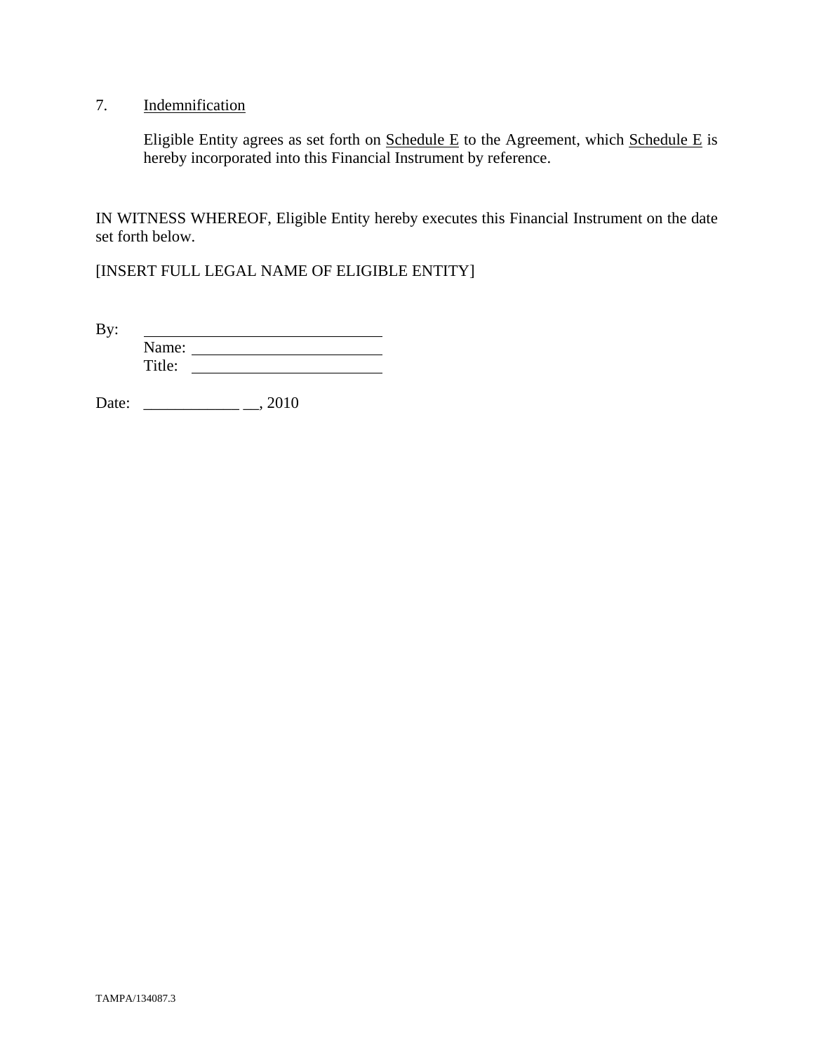7. <u>Indemnification</u>

Eligible Entity agrees as set forth on <u>Schedule E</u> to the Agreement, which <u>Schedule E</u> is hereby incorporated into this Financial Instrument by reference.

IN WITNESS WHEREOF, Eligible Entity hereby executes this Financial Instrument on the date set forth below.

[INSERT FULL LEGAL NAME OF ELIGIBLE ENTITY]

By: ______________________________
Name: ______________________________
Title: ______________________________

Date: ____________ __, 2010

TAMPA/134087.3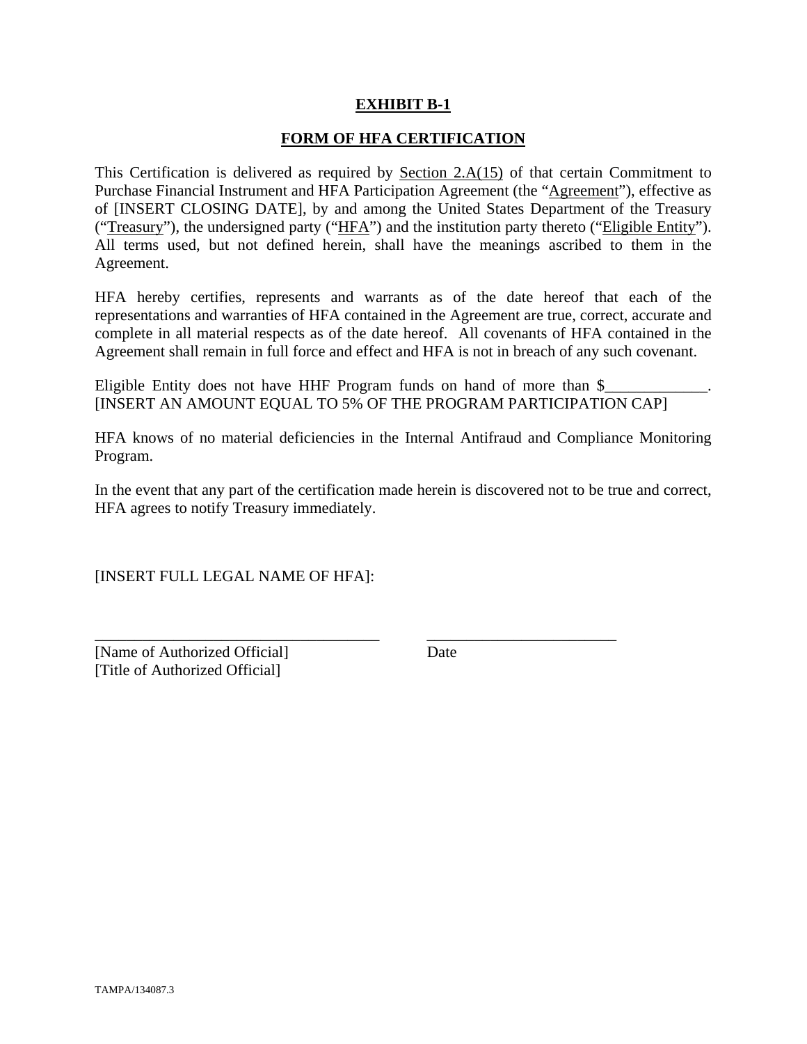**EXHIBIT B-1**

**FORM OF HFA CERTIFICATION**

This Certification is delivered as required by Section 2.A(15) of that certain Commitment to Purchase Financial Instrument and HFA Participation Agreement (the "Agreement"), effective as of [INSERT CLOSING DATE], by and among the United States Department of the Treasury ("Treasury"), the undersigned party ("HFA") and the institution party thereto ("Eligible Entity"). All terms used, but not defined herein, shall have the meanings ascribed to them in the Agreement.

HFA hereby certifies, represents and warrants as of the date hereof that each of the representations and warranties of HFA contained in the Agreement are true, correct, accurate and complete in all material respects as of the date hereof. All covenants of HFA contained in the Agreement shall remain in full force and effect and HFA is not in breach of any such covenant.

Eligible Entity does not have HHF Program funds on hand of more than $_____________. [INSERT AN AMOUNT EQUAL TO 5% OF THE PROGRAM PARTICIPATION CAP]

HFA knows of no material deficiencies in the Internal Antifraud and Compliance Monitoring Program.

In the event that any part of the certification made herein is discovered not to be true and correct, HFA agrees to notify Treasury immediately.

[INSERT FULL LEGAL NAME OF HFA]:

_____________________________________ ________________________
[Name of Authorized Official] Date
[Title of Authorized Official]

TAMPA/134087.3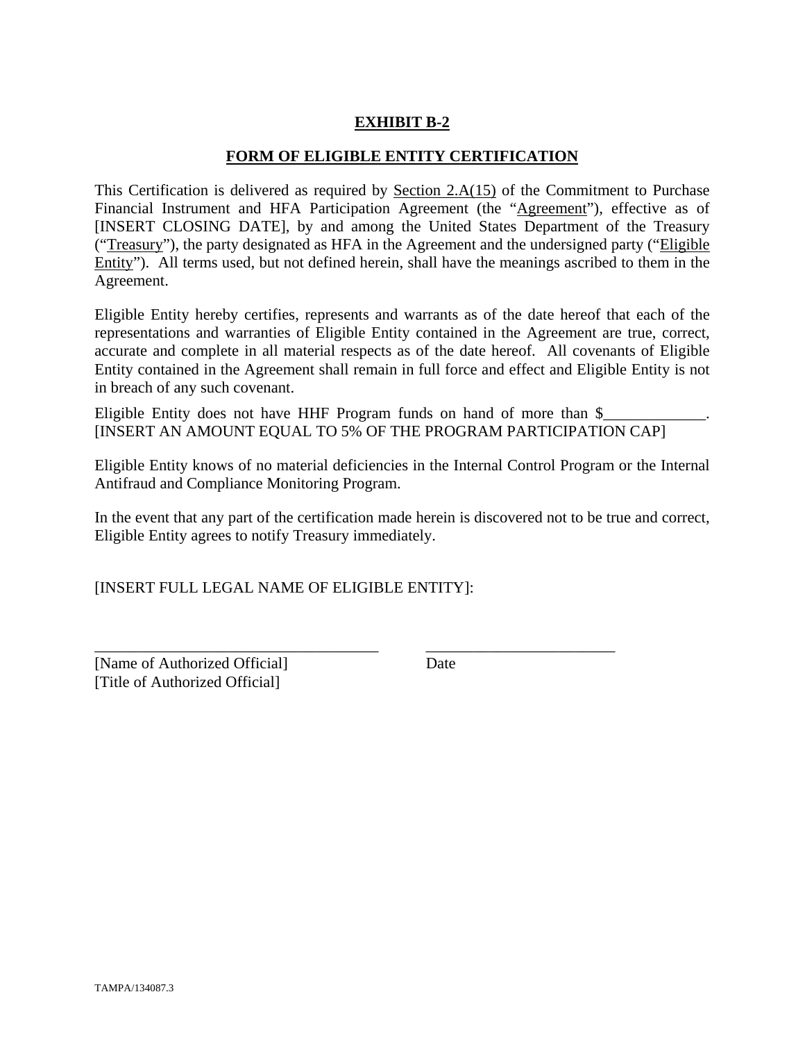**EXHIBIT B-2**

**FORM OF ELIGIBLE ENTITY CERTIFICATION**

This Certification is delivered as required by Section 2.A(15) of the Commitment to Purchase Financial Instrument and HFA Participation Agreement (the "Agreement"), effective as of [INSERT CLOSING DATE], by and among the United States Department of the Treasury ("Treasury"), the party designated as HFA in the Agreement and the undersigned party ("Eligible Entity"). All terms used, but not defined herein, shall have the meanings ascribed to them in the Agreement.

Eligible Entity hereby certifies, represents and warrants as of the date hereof that each of the representations and warranties of Eligible Entity contained in the Agreement are true, correct, accurate and complete in all material respects as of the date hereof. All covenants of Eligible Entity contained in the Agreement shall remain in full force and effect and Eligible Entity is not in breach of any such covenant.

Eligible Entity does not have HHF Program funds on hand of more than $_____________. [INSERT AN AMOUNT EQUAL TO 5% OF THE PROGRAM PARTICIPATION CAP]

Eligible Entity knows of no material deficiencies in the Internal Control Program or the Internal Antifraud and Compliance Monitoring Program.

In the event that any part of the certification made herein is discovered not to be true and correct, Eligible Entity agrees to notify Treasury immediately.

[INSERT FULL LEGAL NAME OF ELIGIBLE ENTITY]:

_____________________________________ _________________________
[Name of Authorized Official] Date
[Title of Authorized Official]

TAMPA/134087.3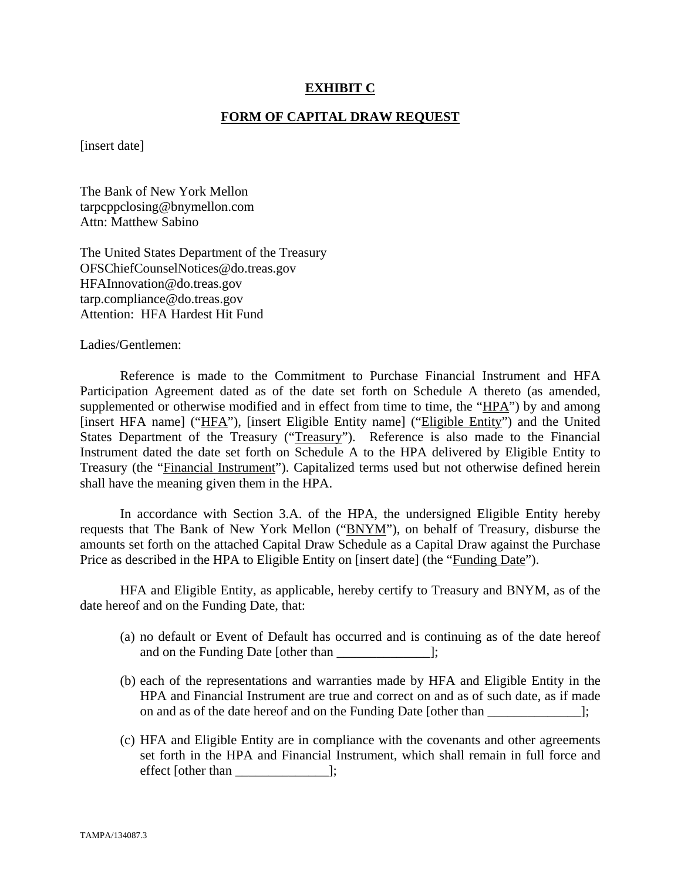# EXHIBIT C

## FORM OF CAPITAL DRAW REQUEST

[insert date]

The Bank of New York Mellon
tarpcppclosing@bnymellon.com
Attn: Matthew Sabino

The United States Department of the Treasury
OFSChiefCounselNotices@do.treas.gov
HFAInnovation@do.treas.gov
tarp.compliance@do.treas.gov
Attention: HFA Hardest Hit Fund

Ladies/Gentlemen:

Reference is made to the Commitment to Purchase Financial Instrument and HFA Participation Agreement dated as of the date set forth on Schedule A thereto (as amended, supplemented or otherwise modified and in effect from time to time, the "HPA") by and among [insert HFA name] ("HFA"), [insert Eligible Entity name] ("Eligible Entity") and the United States Department of the Treasury ("Treasury"). Reference is also made to the Financial Instrument dated the date set forth on Schedule A to the HPA delivered by Eligible Entity to Treasury (the "Financial Instrument"). Capitalized terms used but not otherwise defined herein shall have the meaning given them in the HPA.

In accordance with Section 3.A. of the HPA, the undersigned Eligible Entity hereby requests that The Bank of New York Mellon ("BNYM"), on behalf of Treasury, disburse the amounts set forth on the attached Capital Draw Schedule as a Capital Draw against the Purchase Price as described in the HPA to Eligible Entity on [insert date] (the "Funding Date").

HFA and Eligible Entity, as applicable, hereby certify to Treasury and BNYM, as of the date hereof and on the Funding Date, that:

(a) no default or Event of Default has occurred and is continuing as of the date hereof and on the Funding Date [other than ______________];

(b) each of the representations and warranties made by HFA and Eligible Entity in the HPA and Financial Instrument are true and correct on and as of such date, as if made on and as of the date hereof and on the Funding Date [other than ______________];

(c) HFA and Eligible Entity are in compliance with the covenants and other agreements set forth in the HPA and Financial Instrument, which shall remain in full force and effect [other than ______________];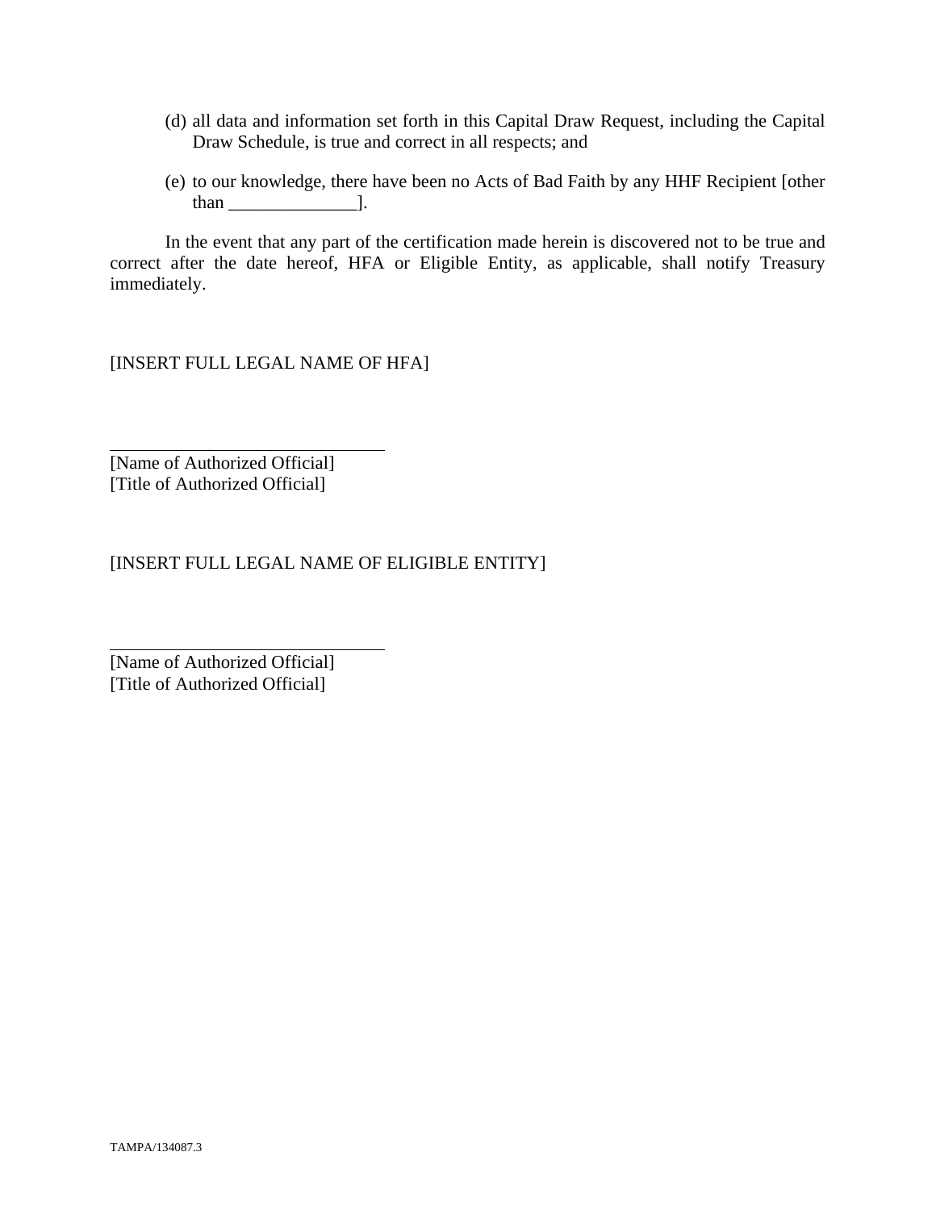(d) all data and information set forth in this Capital Draw Request, including the Capital Draw Schedule, is true and correct in all respects; and

(e) to our knowledge, there have been no Acts of Bad Faith by any HHF Recipient [other than ______________].

In the event that any part of the certification made herein is discovered not to be true and correct after the date hereof, HFA or Eligible Entity, as applicable, shall notify Treasury immediately.

[INSERT FULL LEGAL NAME OF HFA]

______________________________
[Name of Authorized Official]
[Title of Authorized Official]

[INSERT FULL LEGAL NAME OF ELIGIBLE ENTITY]

______________________________
[Name of Authorized Official]
[Title of Authorized Official]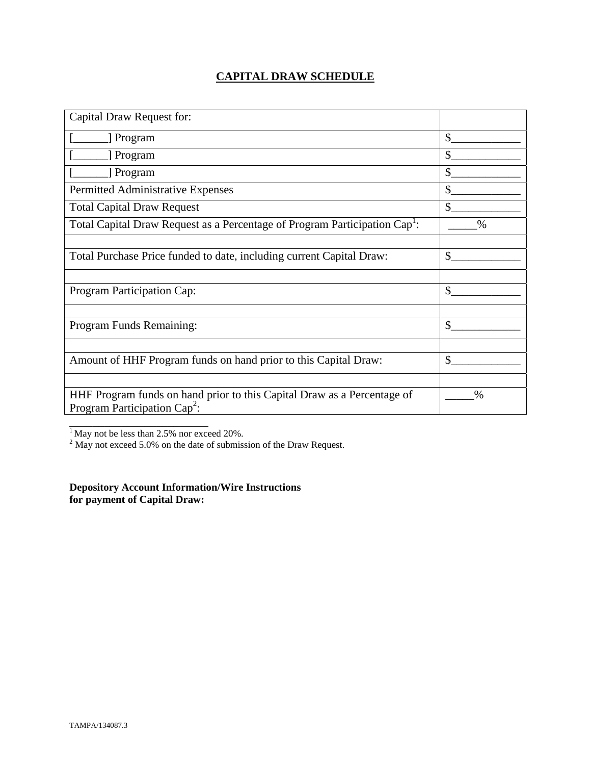# CAPITAL DRAW SCHEDULE

| Capital Draw Request for: | |
|---|---|
| [______] Program | $____________ |
| [______] Program | $____________ |
| [______] Program | $____________ |
| Permitted Administrative Expenses | $____________ |
| Total Capital Draw Request | $____________ |
| Total Capital Draw Request as a Percentage of Program Participation Cap[1]: | _____% |
| | |
| Total Purchase Price funded to date, including current Capital Draw: | $____________ |
| | |
| Program Participation Cap: | $____________ |
| | |
| Program Funds Remaining: | $____________ |
| | |
| Amount of HHF Program funds on hand prior to this Capital Draw: | $____________ |
| | |
| HHF Program funds on hand prior to this Capital Draw as a Percentage of Program Participation Cap[2]: | _____% |

[1] May not be less than 2.5% nor exceed 20%.
[2] May not exceed 5.0% on the date of submission of the Draw Request.

**Depository Account Information/Wire Instructions for payment of Capital Draw:**

TAMPA/134087.3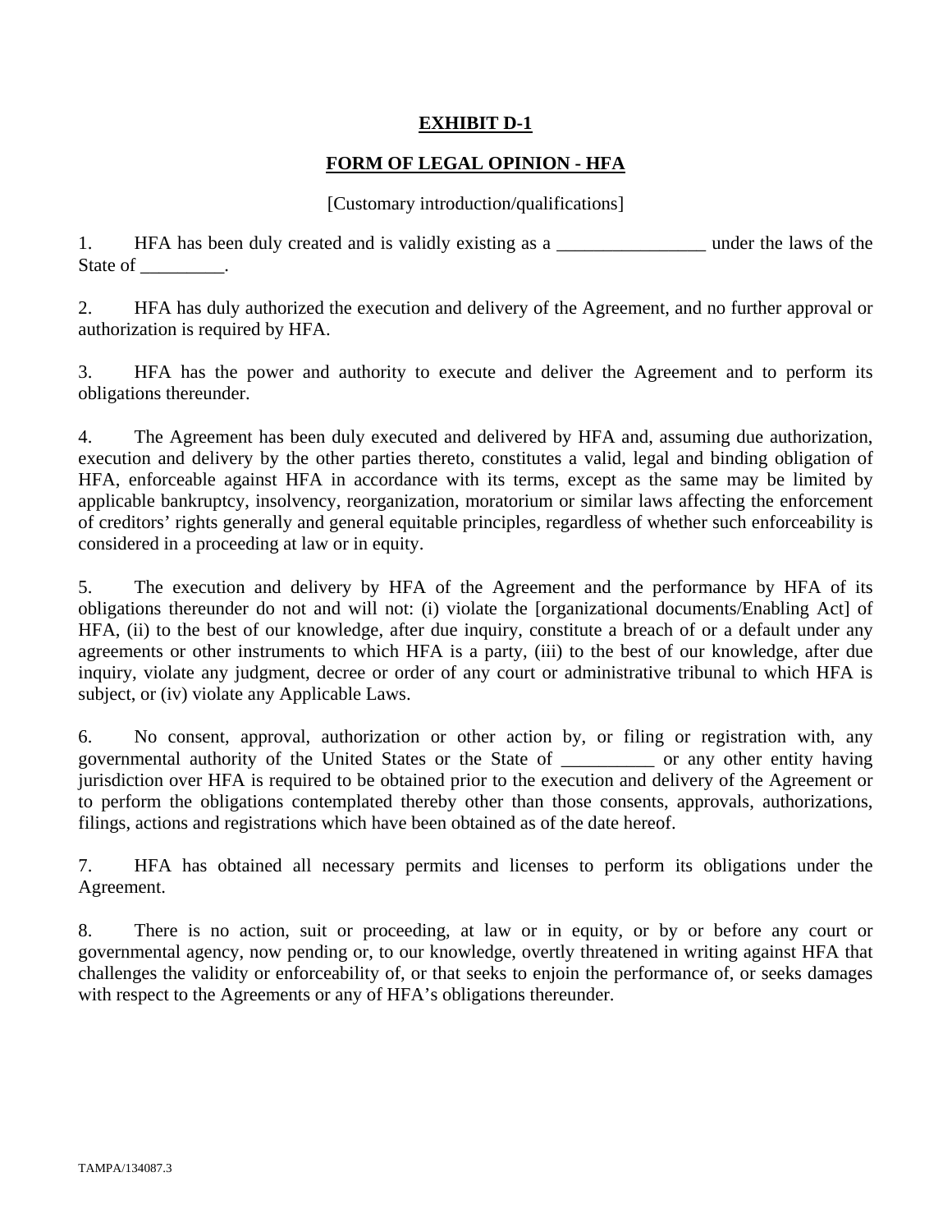**EXHIBIT D-1**

**FORM OF LEGAL OPINION - HFA**

[Customary introduction/qualifications]

1. HFA has been duly created and is validly existing as a ________________ under the laws of the State of _________.

2. HFA has duly authorized the execution and delivery of the Agreement, and no further approval or authorization is required by HFA.

3. HFA has the power and authority to execute and deliver the Agreement and to perform its obligations thereunder.

4. The Agreement has been duly executed and delivered by HFA and, assuming due authorization, execution and delivery by the other parties thereto, constitutes a valid, legal and binding obligation of HFA, enforceable against HFA in accordance with its terms, except as the same may be limited by applicable bankruptcy, insolvency, reorganization, moratorium or similar laws affecting the enforcement of creditors' rights generally and general equitable principles, regardless of whether such enforceability is considered in a proceeding at law or in equity.

5. The execution and delivery by HFA of the Agreement and the performance by HFA of its obligations thereunder do not and will not: (i) violate the [organizational documents/Enabling Act] of HFA, (ii) to the best of our knowledge, after due inquiry, constitute a breach of or a default under any agreements or other instruments to which HFA is a party, (iii) to the best of our knowledge, after due inquiry, violate any judgment, decree or order of any court or administrative tribunal to which HFA is subject, or (iv) violate any Applicable Laws.

6. No consent, approval, authorization or other action by, or filing or registration with, any governmental authority of the United States or the State of __________ or any other entity having jurisdiction over HFA is required to be obtained prior to the execution and delivery of the Agreement or to perform the obligations contemplated thereby other than those consents, approvals, authorizations, filings, actions and registrations which have been obtained as of the date hereof.

7. HFA has obtained all necessary permits and licenses to perform its obligations under the Agreement.

8. There is no action, suit or proceeding, at law or in equity, or by or before any court or governmental agency, now pending or, to our knowledge, overtly threatened in writing against HFA that challenges the validity or enforceability of, or that seeks to enjoin the performance of, or seeks damages with respect to the Agreements or any of HFA's obligations thereunder.

TAMPA/134087.3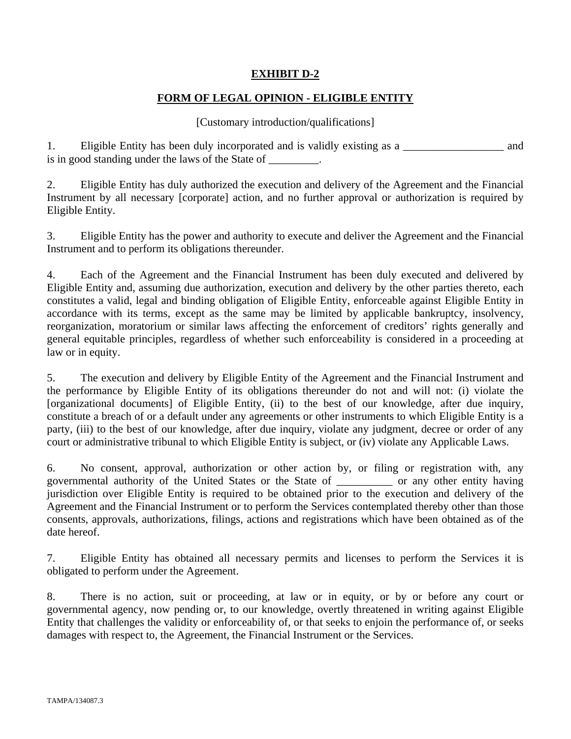# EXHIBIT D-2

## FORM OF LEGAL OPINION - ELIGIBLE ENTITY

[Customary introduction/qualifications]

1. Eligible Entity has been duly incorporated and is validly existing as a __________________ and is in good standing under the laws of the State of _________.

2. Eligible Entity has duly authorized the execution and delivery of the Agreement and the Financial Instrument by all necessary [corporate] action, and no further approval or authorization is required by Eligible Entity.

3. Eligible Entity has the power and authority to execute and deliver the Agreement and the Financial Instrument and to perform its obligations thereunder.

4. Each of the Agreement and the Financial Instrument has been duly executed and delivered by Eligible Entity and, assuming due authorization, execution and delivery by the other parties thereto, each constitutes a valid, legal and binding obligation of Eligible Entity, enforceable against Eligible Entity in accordance with its terms, except as the same may be limited by applicable bankruptcy, insolvency, reorganization, moratorium or similar laws affecting the enforcement of creditors' rights generally and general equitable principles, regardless of whether such enforceability is considered in a proceeding at law or in equity.

5. The execution and delivery by Eligible Entity of the Agreement and the Financial Instrument and the performance by Eligible Entity of its obligations thereunder do not and will not: (i) violate the [organizational documents] of Eligible Entity, (ii) to the best of our knowledge, after due inquiry, constitute a breach of or a default under any agreements or other instruments to which Eligible Entity is a party, (iii) to the best of our knowledge, after due inquiry, violate any judgment, decree or order of any court or administrative tribunal to which Eligible Entity is subject, or (iv) violate any Applicable Laws.

6. No consent, approval, authorization or other action by, or filing or registration with, any governmental authority of the United States or the State of __________ or any other entity having jurisdiction over Eligible Entity is required to be obtained prior to the execution and delivery of the Agreement and the Financial Instrument or to perform the Services contemplated thereby other than those consents, approvals, authorizations, filings, actions and registrations which have been obtained as of the date hereof.

7. Eligible Entity has obtained all necessary permits and licenses to perform the Services it is obligated to perform under the Agreement.

8. There is no action, suit or proceeding, at law or in equity, or by or before any court or governmental agency, now pending or, to our knowledge, overtly threatened in writing against Eligible Entity that challenges the validity or enforceability of, or that seeks to enjoin the performance of, or seeks damages with respect to, the Agreement, the Financial Instrument or the Services.

TAMPA/134087.3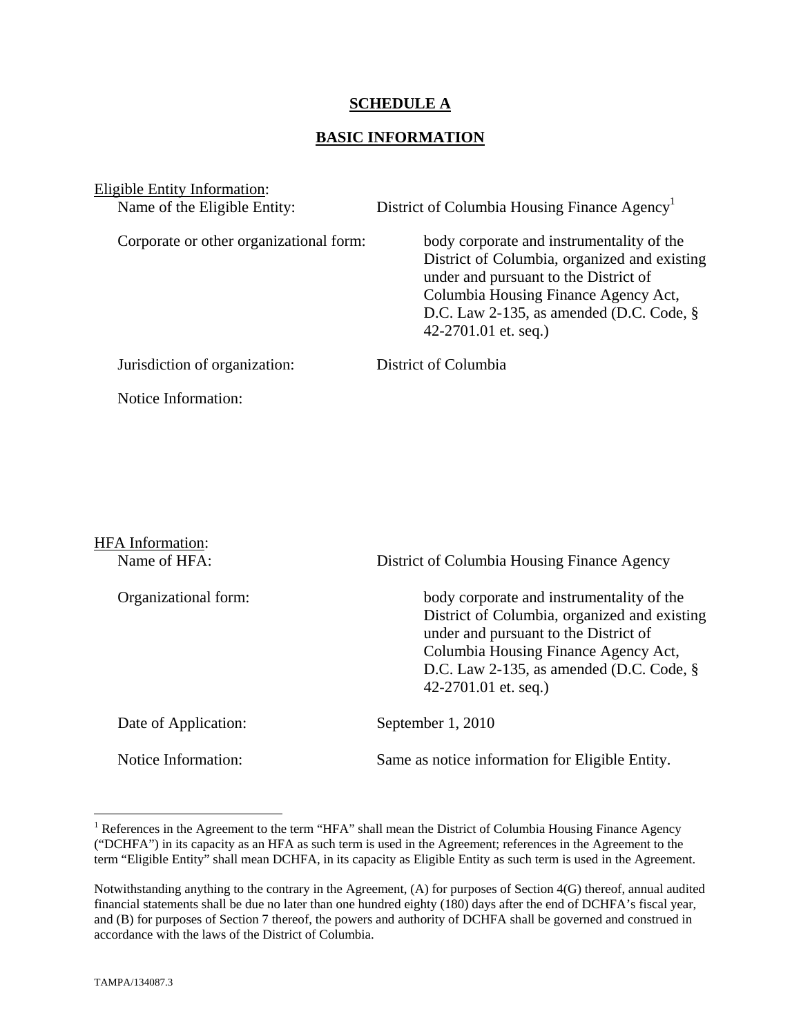# **SCHEDULE A**

## **BASIC INFORMATION**

Eligible Entity Information:

| | |
|---|---|
| Name of the Eligible Entity: | District of Columbia Housing Finance Agency[1] |
| Corporate or other organizational form: | body corporate and instrumentality of the District of Columbia, organized and existing under and pursuant to the District of Columbia Housing Finance Agency Act, D.C. Law 2-135, as amended (D.C. Code, § 42-2701.01 et. seq.) |
| Jurisdiction of organization: | District of Columbia |
| Notice Information: | |

HFA Information:

| | |
|---|---|
| Name of HFA: | District of Columbia Housing Finance Agency |
| Organizational form: | body corporate and instrumentality of the District of Columbia, organized and existing under and pursuant to the District of Columbia Housing Finance Agency Act, D.C. Law 2-135, as amended (D.C. Code, § 42-2701.01 et. seq.) |
| Date of Application: | September 1, 2010 |
| Notice Information: | Same as notice information for Eligible Entity. |

[1] References in the Agreement to the term "HFA" shall mean the District of Columbia Housing Finance Agency ("DCHFA") in its capacity as an HFA as such term is used in the Agreement; references in the Agreement to the term "Eligible Entity" shall mean DCHFA, in its capacity as Eligible Entity as such term is used in the Agreement.

Notwithstanding anything to the contrary in the Agreement, (A) for purposes of Section 4(G) thereof, annual audited financial statements shall be due no later than one hundred eighty (180) days after the end of DCHFA's fiscal year, and (B) for purposes of Section 7 thereof, the powers and authority of DCHFA shall be governed and construed in accordance with the laws of the District of Columbia.

TAMPA/134087.3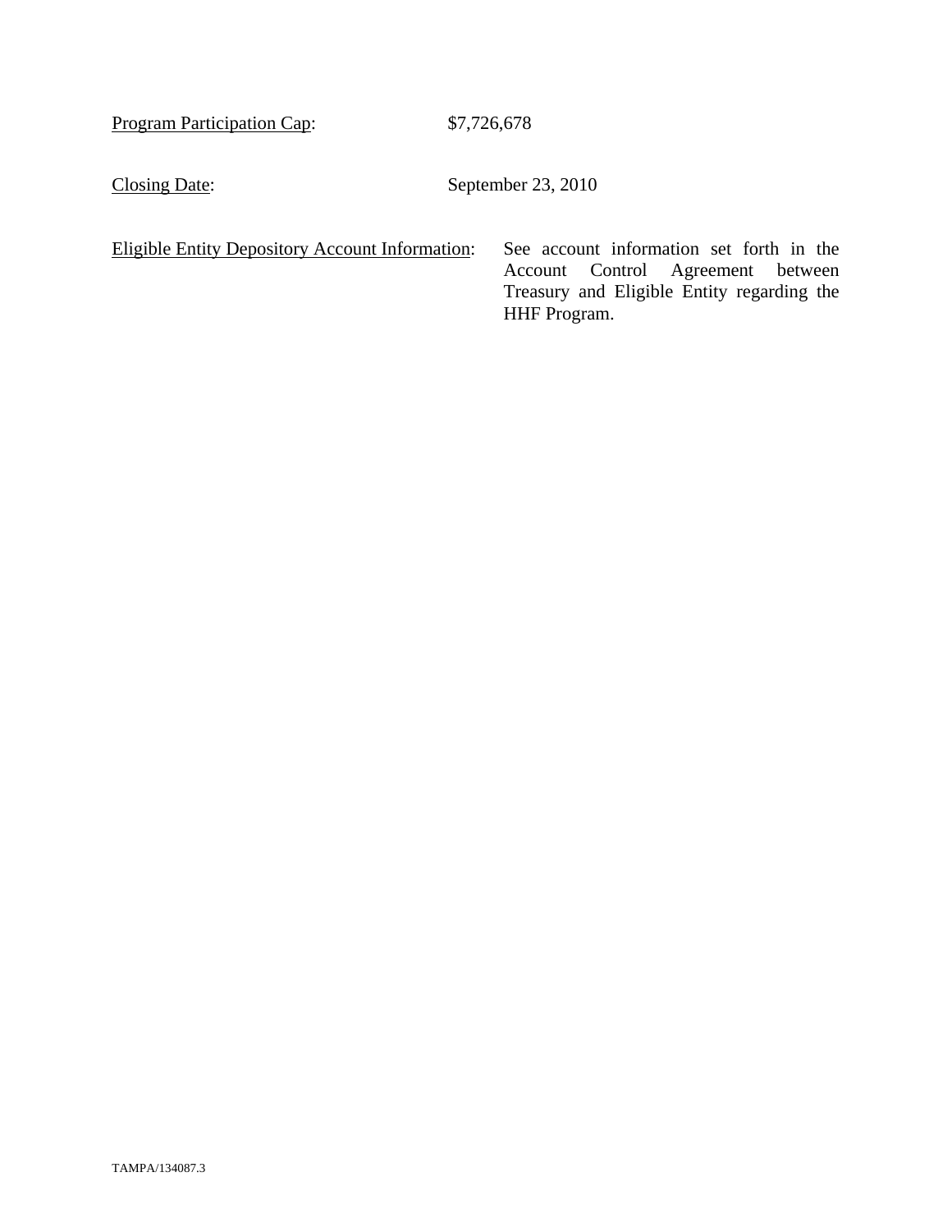Program Participation Cap: $7,726,678

Closing Date: September 23, 2010

Eligible Entity Depository Account Information: See account information set forth in the Account Control Agreement between Treasury and Eligible Entity regarding the HHF Program.

TAMPA/134087.3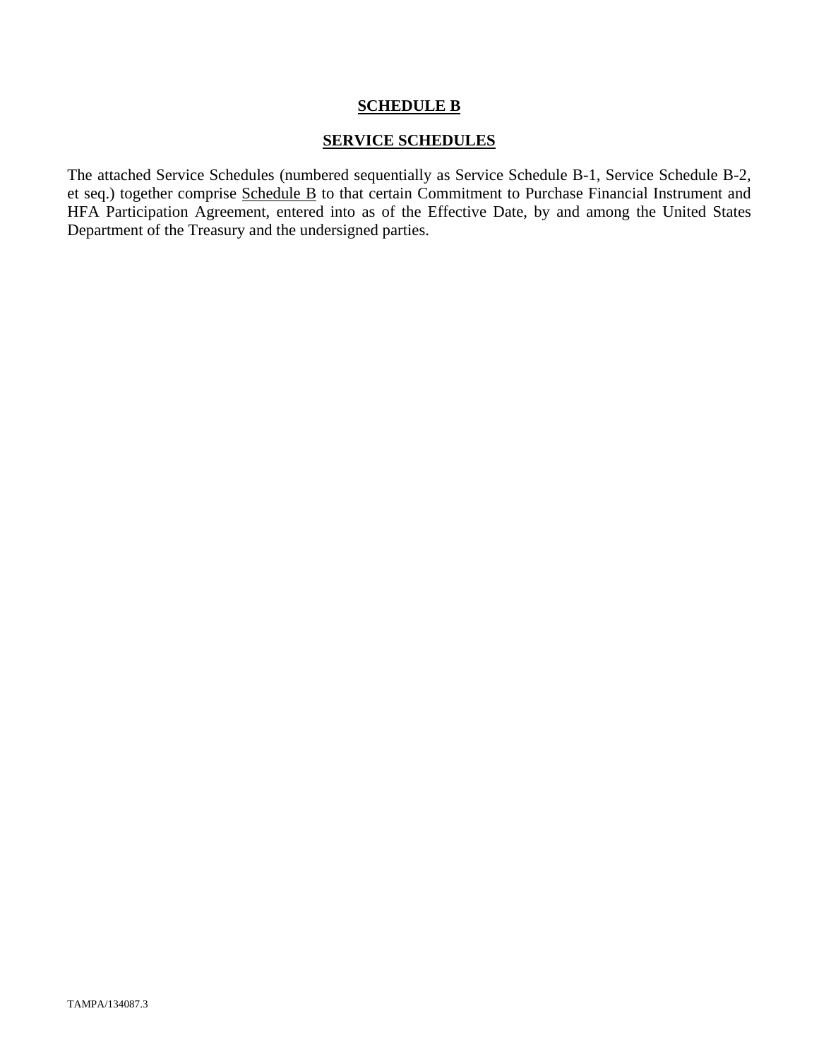# SCHEDULE B

## SERVICE SCHEDULES

The attached Service Schedules (numbered sequentially as Service Schedule B-1, Service Schedule B-2, et seq.) together comprise Schedule B to that certain Commitment to Purchase Financial Instrument and HFA Participation Agreement, entered into as of the Effective Date, by and among the United States Department of the Treasury and the undersigned parties.

TAMPA/134087.3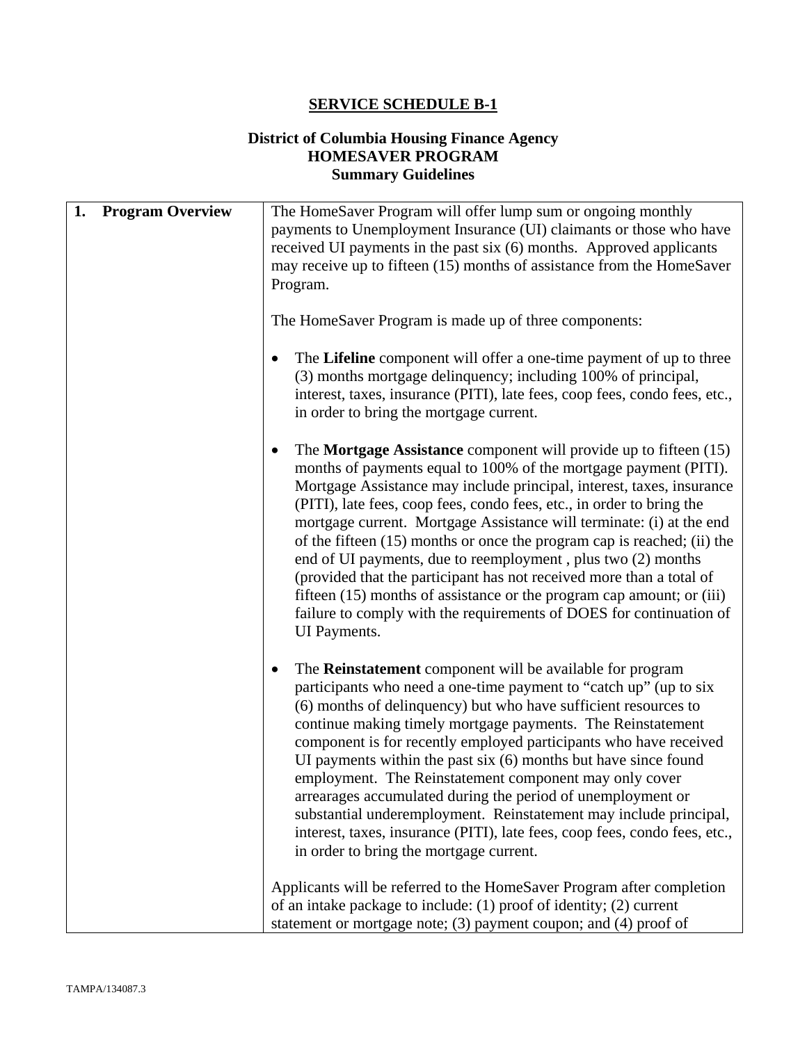# SERVICE SCHEDULE B-1

## District of Columbia Housing Finance Agency
## HOMESAVER PROGRAM
## Summary Guidelines

| | |
|---|---|
| **1. Program Overview** | The HomeSaver Program will offer lump sum or ongoing monthly payments to Unemployment Insurance (UI) claimants or those who have received UI payments in the past six (6) months. Approved applicants may receive up to fifteen (15) months of assistance from the HomeSaver Program.<br><br>The HomeSaver Program is made up of three components:<br><br>• The **Lifeline** component will offer a one-time payment of up to three (3) months mortgage delinquency; including 100% of principal, interest, taxes, insurance (PITI), late fees, coop fees, condo fees, etc., in order to bring the mortgage current.<br><br>• The **Mortgage Assistance** component will provide up to fifteen (15) months of payments equal to 100% of the mortgage payment (PITI). Mortgage Assistance may include principal, interest, taxes, insurance (PITI), late fees, coop fees, condo fees, etc., in order to bring the mortgage current. Mortgage Assistance will terminate: (i) at the end of the fifteen (15) months or once the program cap is reached; (ii) the end of UI payments, due to reemployment , plus two (2) months (provided that the participant has not received more than a total of fifteen (15) months of assistance or the program cap amount; or (iii) failure to comply with the requirements of DOES for continuation of UI Payments.<br><br>• The **Reinstatement** component will be available for program participants who need a one-time payment to "catch up" (up to six (6) months of delinquency) but who have sufficient resources to continue making timely mortgage payments. The Reinstatement component is for recently employed participants who have received UI payments within the past six (6) months but have since found employment. The Reinstatement component may only cover arrearages accumulated during the period of unemployment or substantial underemployment. Reinstatement may include principal, interest, taxes, insurance (PITI), late fees, coop fees, condo fees, etc., in order to bring the mortgage current.<br><br>Applicants will be referred to the HomeSaver Program after completion of an intake package to include: (1) proof of identity; (2) current statement or mortgage note; (3) payment coupon; and (4) proof of |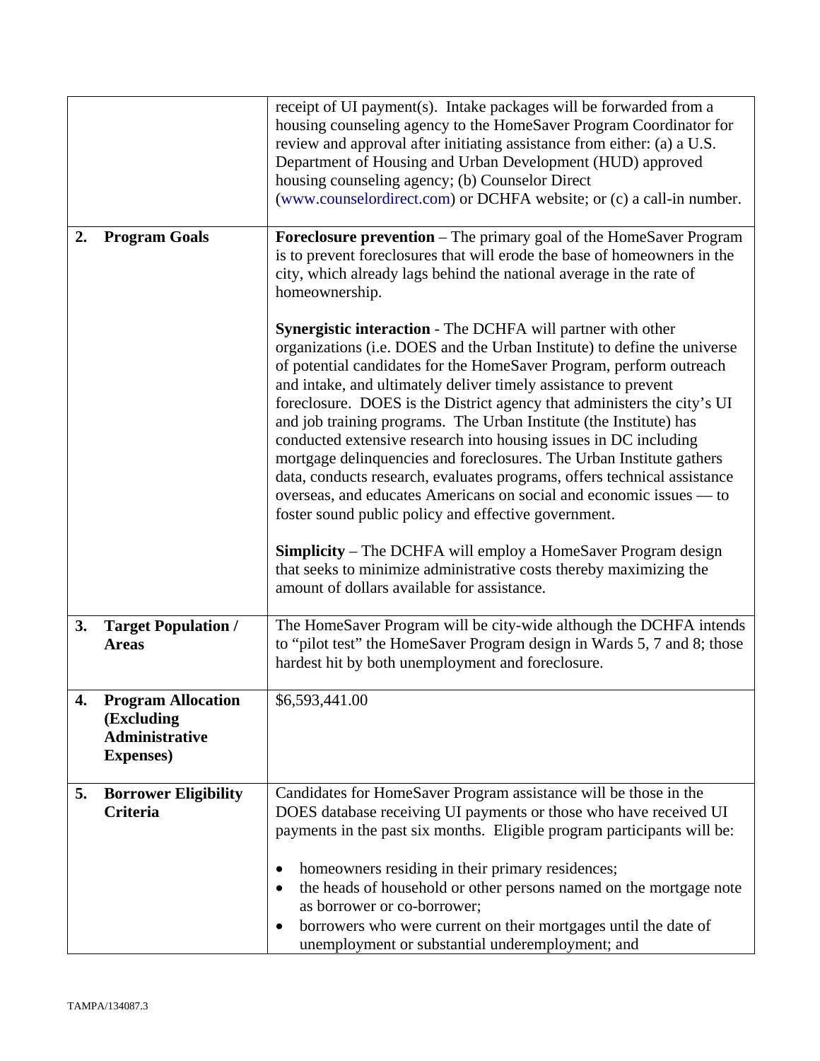| | |
|---|---|
| | receipt of UI payment(s). Intake packages will be forwarded from a housing counseling agency to the HomeSaver Program Coordinator for review and approval after initiating assistance from either: (a) a U.S. Department of Housing and Urban Development (HUD) approved housing counseling agency; (b) Counselor Direct (www.counselordirect.com) or DCHFA website; or (c) a call-in number. |
| **2. Program Goals** | **Foreclosure prevention** – The primary goal of the HomeSaver Program is to prevent foreclosures that will erode the base of homeowners in the city, which already lags behind the national average in the rate of homeownership.<br><br>**Synergistic interaction** - The DCHFA will partner with other organizations (i.e. DOES and the Urban Institute) to define the universe of potential candidates for the HomeSaver Program, perform outreach and intake, and ultimately deliver timely assistance to prevent foreclosure. DOES is the District agency that administers the city's UI and job training programs. The Urban Institute (the Institute) has conducted extensive research into housing issues in DC including mortgage delinquencies and foreclosures. The Urban Institute gathers data, conducts research, evaluates programs, offers technical assistance overseas, and educates Americans on social and economic issues — to foster sound public policy and effective government.<br><br>**Simplicity** – The DCHFA will employ a HomeSaver Program design that seeks to minimize administrative costs thereby maximizing the amount of dollars available for assistance. |
| **3. Target Population / Areas** | The HomeSaver Program will be city-wide although the DCHFA intends to "pilot test" the HomeSaver Program design in Wards 5, 7 and 8; those hardest hit by both unemployment and foreclosure. |
| **4. Program Allocation (Excluding Administrative Expenses)** | $6,593,441.00 |
| **5. Borrower Eligibility Criteria** | Candidates for HomeSaver Program assistance will be those in the DOES database receiving UI payments or those who have received UI payments in the past six months. Eligible program participants will be:<br><br>• homeowners residing in their primary residences;<br>• the heads of household or other persons named on the mortgage note as borrower or co-borrower;<br>• borrowers who were current on their mortgages until the date of unemployment or substantial underemployment; and |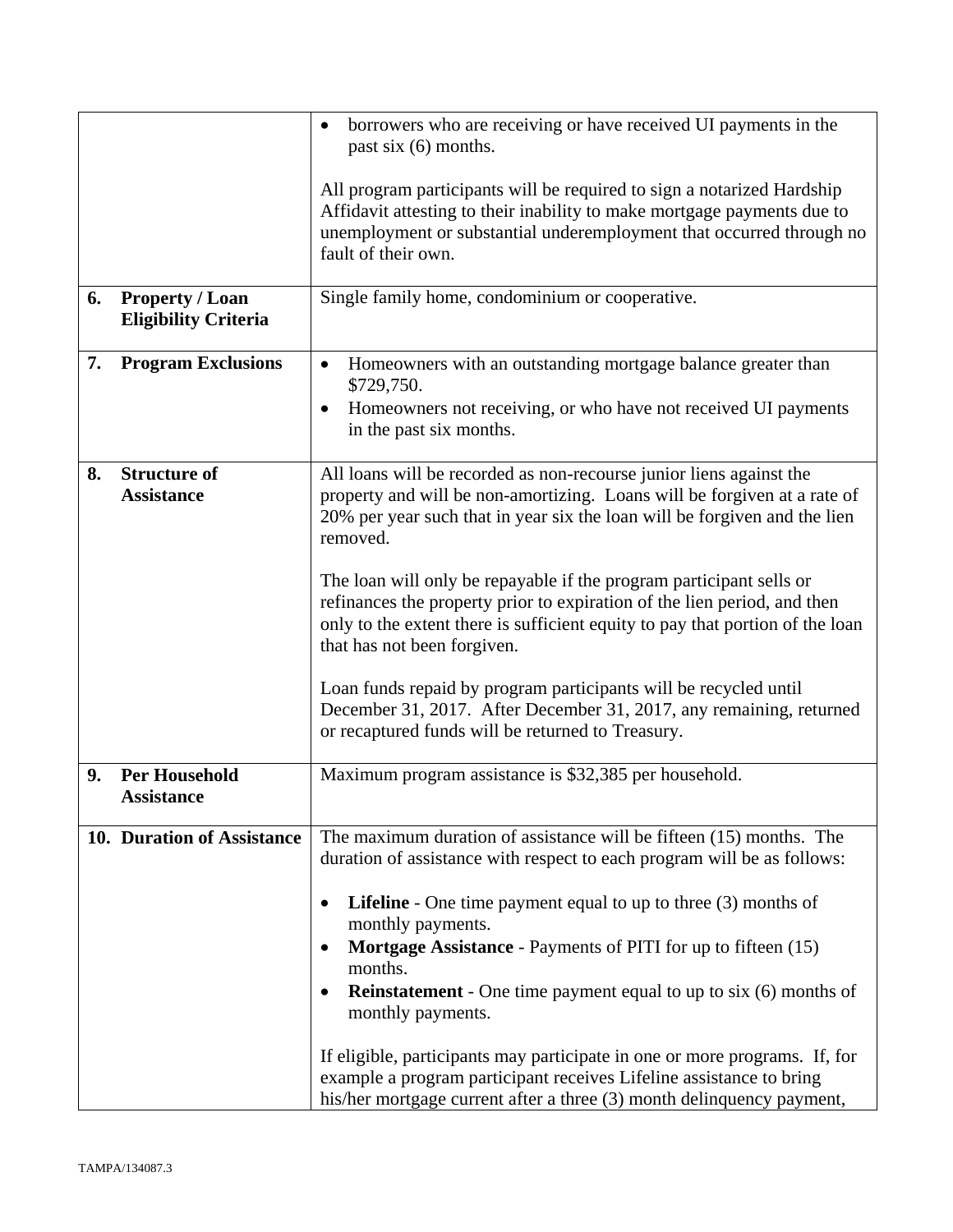| | |
|---|---|
| | • borrowers who are receiving or have received UI payments in the past six (6) months.<br><br>All program participants will be required to sign a notarized Hardship Affidavit attesting to their inability to make mortgage payments due to unemployment or substantial underemployment that occurred through no fault of their own. |
| **6. Property / Loan Eligibility Criteria** | Single family home, condominium or cooperative. |
| **7. Program Exclusions** | • Homeowners with an outstanding mortgage balance greater than $729,750.<br>• Homeowners not receiving, or who have not received UI payments in the past six months. |
| **8. Structure of Assistance** | All loans will be recorded as non-recourse junior liens against the property and will be non-amortizing. Loans will be forgiven at a rate of 20% per year such that in year six the loan will be forgiven and the lien removed.<br><br>The loan will only be repayable if the program participant sells or refinances the property prior to expiration of the lien period, and then only to the extent there is sufficient equity to pay that portion of the loan that has not been forgiven.<br><br>Loan funds repaid by program participants will be recycled until December 31, 2017. After December 31, 2017, any remaining, returned or recaptured funds will be returned to Treasury. |
| **9. Per Household Assistance** | Maximum program assistance is $32,385 per household. |
| **10. Duration of Assistance** | The maximum duration of assistance will be fifteen (15) months. The duration of assistance with respect to each program will be as follows:<br><br>• **Lifeline** - One time payment equal to up to three (3) months of monthly payments.<br>• **Mortgage Assistance** - Payments of PITI for up to fifteen (15) months.<br>• **Reinstatement** - One time payment equal to up to six (6) months of monthly payments.<br><br>If eligible, participants may participate in one or more programs. If, for example a program participant receives Lifeline assistance to bring his/her mortgage current after a three (3) month delinquency payment, |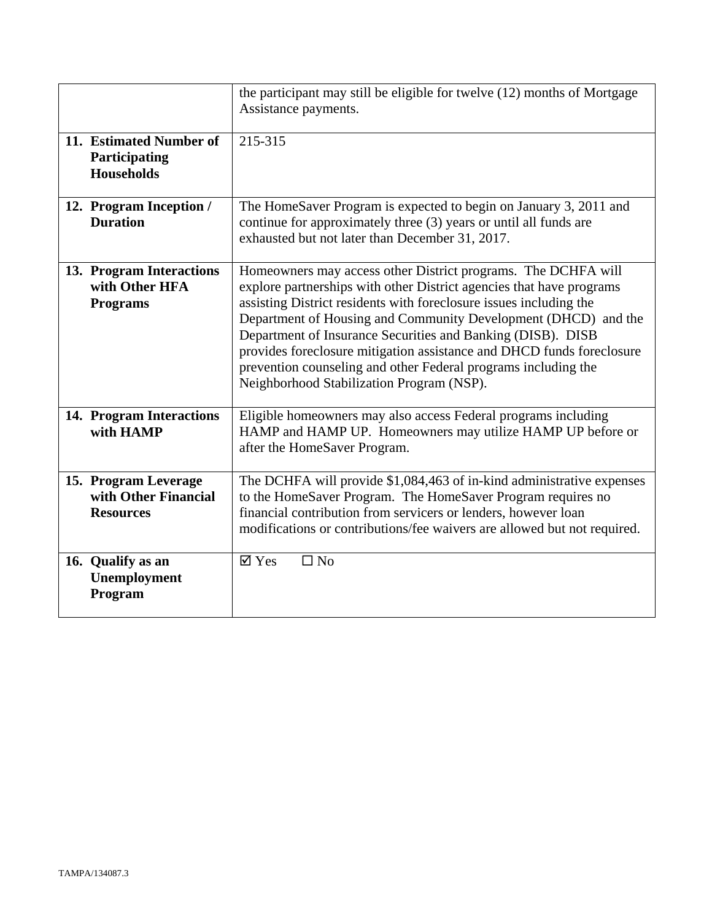| | |
|---|---|
| | the participant may still be eligible for twelve (12) months of Mortgage Assistance payments. |
| **11. Estimated Number of Participating Households** | 215-315 |
| **12. Program Inception / Duration** | The HomeSaver Program is expected to begin on January 3, 2011 and continue for approximately three (3) years or until all funds are exhausted but not later than December 31, 2017. |
| **13. Program Interactions with Other HFA Programs** | Homeowners may access other District programs. The DCHFA will explore partnerships with other District agencies that have programs assisting District residents with foreclosure issues including the Department of Housing and Community Development (DHCD) and the Department of Insurance Securities and Banking (DISB). DISB provides foreclosure mitigation assistance and DHCD funds foreclosure prevention counseling and other Federal programs including the Neighborhood Stabilization Program (NSP). |
| **14. Program Interactions with HAMP** | Eligible homeowners may also access Federal programs including HAMP and HAMP UP. Homeowners may utilize HAMP UP before or after the HomeSaver Program. |
| **15. Program Leverage with Other Financial Resources** | The DCHFA will provide $1,084,463 of in-kind administrative expenses to the HomeSaver Program. The HomeSaver Program requires no financial contribution from servicers or lenders, however loan modifications or contributions/fee waivers are allowed but not required. |
| **16. Qualify as an Unemployment Program** | ☑ Yes ☐ No |

TAMPA/134087.3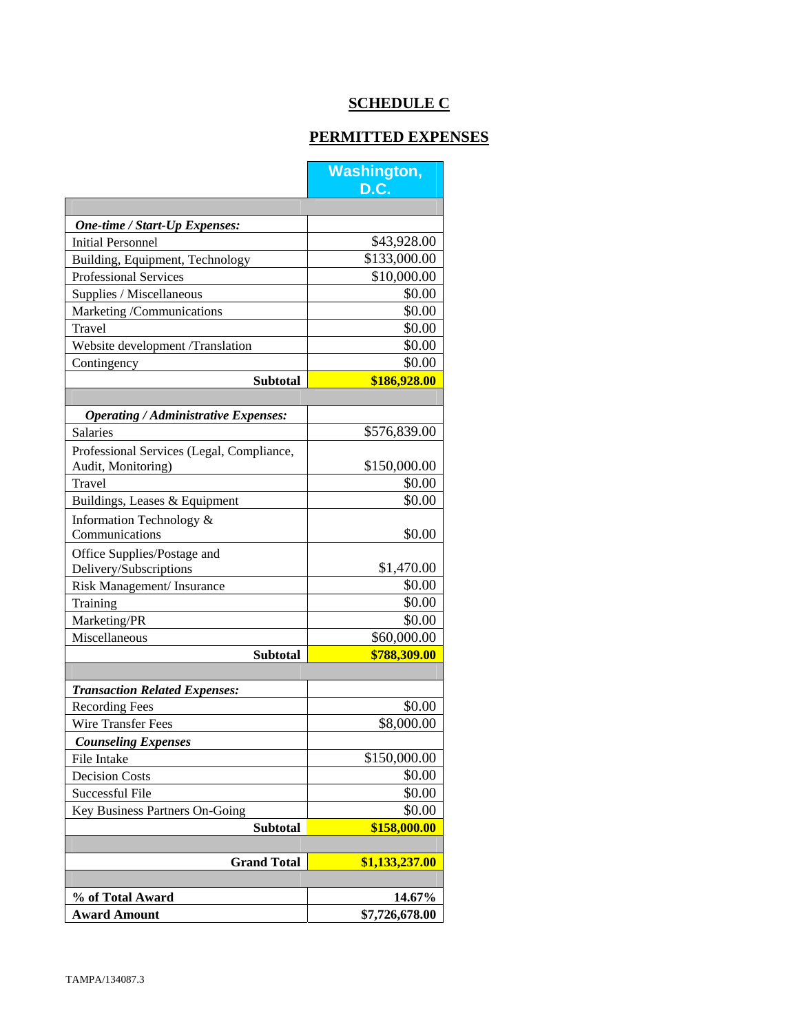## SCHEDULE C

## PERMITTED EXPENSES

| | Washington, D.C. |
|---|---|
| | |
| ***One-time / Start-Up Expenses:*** | |
| Initial Personnel | $43,928.00 |
| Building, Equipment, Technology | $133,000.00 |
| Professional Services | $10,000.00 |
| Supplies / Miscellaneous | $0.00 |
| Marketing /Communications | $0.00 |
| Travel | $0.00 |
| Website development /Translation | $0.00 |
| Contingency | $0.00 |
| **Subtotal** | **$186,928.00** |
| | |
| ***Operating / Administrative Expenses:*** | |
| Salaries | $576,839.00 |
| Professional Services (Legal, Compliance, Audit, Monitoring) | $150,000.00 |
| Travel | $0.00 |
| Buildings, Leases & Equipment | $0.00 |
| Information Technology & Communications | $0.00 |
| Office Supplies/Postage and Delivery/Subscriptions | $1,470.00 |
| Risk Management/ Insurance | $0.00 |
| Training | $0.00 |
| Marketing/PR | $0.00 |
| Miscellaneous | $60,000.00 |
| **Subtotal** | **$788,309.00** |
| | |
| ***Transaction Related Expenses:*** | |
| Recording Fees | $0.00 |
| Wire Transfer Fees | $8,000.00 |
| ***Counseling Expenses*** | |
| File Intake | $150,000.00 |
| Decision Costs | $0.00 |
| Successful File | $0.00 |
| Key Business Partners On-Going | $0.00 |
| **Subtotal** | **$158,000.00** |
| | |
| **Grand Total** | **$1,133,237.00** |
| | |
| **% of Total Award** | **14.67%** |
| **Award Amount** | **$7,726,678.00** |

TAMPA/134087.3